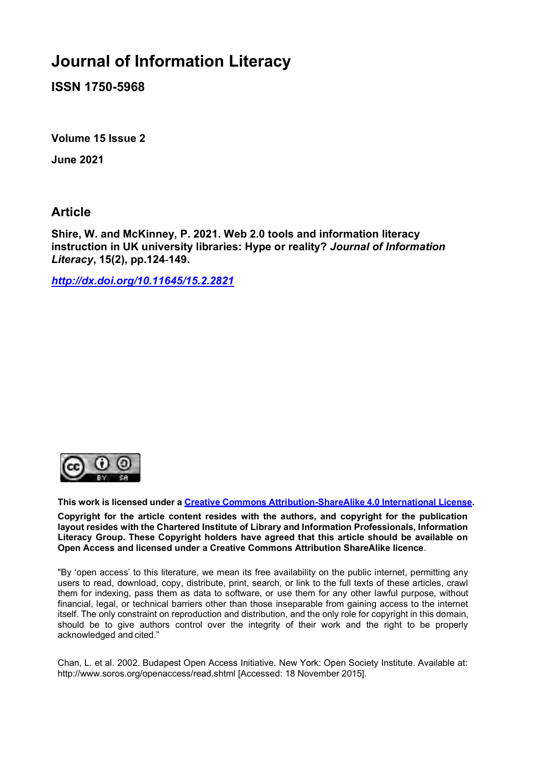# Journal of Information Literacy

**ISSN 1750-5968**

**Volume 15 Issue 2**

**June 2021**

## Article

**Shire, W. and McKinney, P. 2021. Web 2.0 tools and information literacy instruction in UK university libraries: Hype or reality? *Journal of Information Literacy*, 15(2), pp.124-149.**

***http://dx.doi.org/10.11645/15.2.2821***

**This work is licensed under a Creative Commons Attribution-ShareAlike 4.0 International License.**

**Copyright for the article content resides with the authors, and copyright for the publication layout resides with the Chartered Institute of Library and Information Professionals, Information Literacy Group. These Copyright holders have agreed that this article should be available on Open Access and licensed under a Creative Commons Attribution ShareAlike licence.**

"By 'open access' to this literature, we mean its free availability on the public internet, permitting any users to read, download, copy, distribute, print, search, or link to the full texts of these articles, crawl them for indexing, pass them as data to software, or use them for any other lawful purpose, without financial, legal, or technical barriers other than those inseparable from gaining access to the internet itself. The only constraint on reproduction and distribution, and the only role for copyright in this domain, should be to give authors control over the integrity of their work and the right to be properly acknowledged and cited."

Chan, L. et al. 2002. Budapest Open Access Initiative. New York: Open Society Institute. Available at: http://www.soros.org/openaccess/read.shtml [Accessed: 18 November 2015].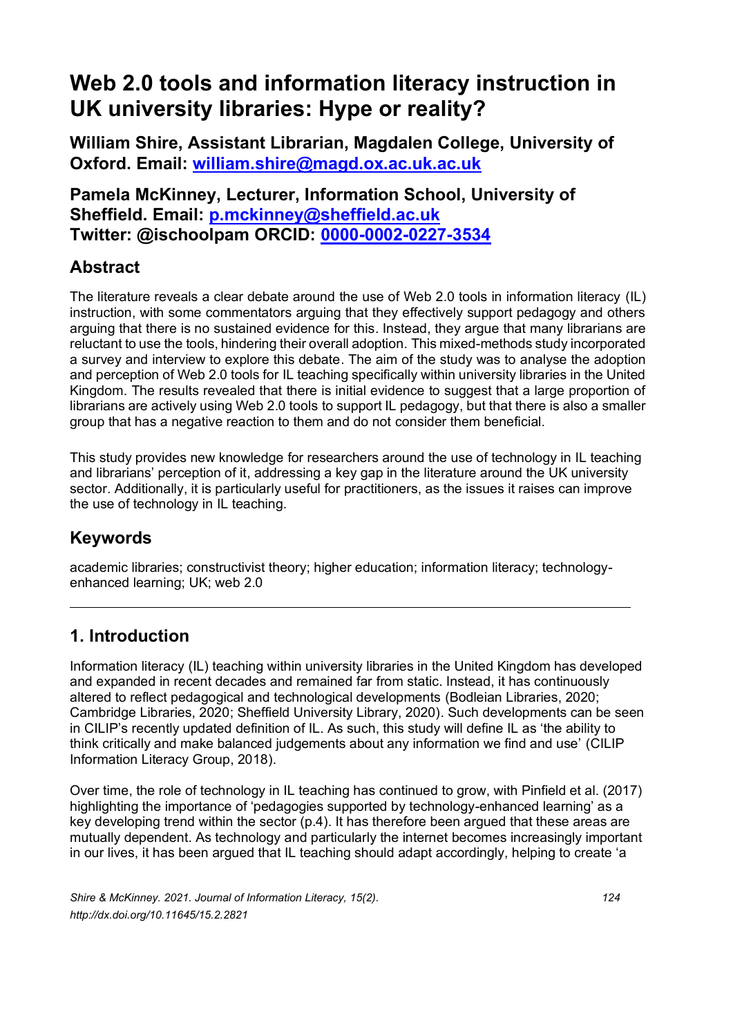# Web 2.0 tools and information literacy instruction in UK university libraries: Hype or reality?

**William Shire, Assistant Librarian, Magdalen College, University of Oxford. Email: [william.shire@magd.ox.ac.uk.ac.uk](mailto:william.shire@magd.ox.ac.uk.ac.uk)**

**Pamela McKinney, Lecturer, Information School, University of Sheffield. Email: [p.mckinney@sheffield.ac.uk](mailto:p.mckinney@sheffield.ac.uk)**
**Twitter: @ischoolpam ORCID: [0000-0002-0227-3534](https://orcid.org/0000-0002-0227-3534)**

## Abstract

The literature reveals a clear debate around the use of Web 2.0 tools in information literacy (IL) instruction, with some commentators arguing that they effectively support pedagogy and others arguing that there is no sustained evidence for this. Instead, they argue that many librarians are reluctant to use the tools, hindering their overall adoption. This mixed-methods study incorporated a survey and interview to explore this debate. The aim of the study was to analyse the adoption and perception of Web 2.0 tools for IL teaching specifically within university libraries in the United Kingdom. The results revealed that there is initial evidence to suggest that a large proportion of librarians are actively using Web 2.0 tools to support IL pedagogy, but that there is also a smaller group that has a negative reaction to them and do not consider them beneficial.

This study provides new knowledge for researchers around the use of technology in IL teaching and librarians' perception of it, addressing a key gap in the literature around the UK university sector. Additionally, it is particularly useful for practitioners, as the issues it raises can improve the use of technology in IL teaching.

## Keywords

academic libraries; constructivist theory; higher education; information literacy; technology-enhanced learning; UK; web 2.0

---

## 1. Introduction

Information literacy (IL) teaching within university libraries in the United Kingdom has developed and expanded in recent decades and remained far from static. Instead, it has continuously altered to reflect pedagogical and technological developments (Bodleian Libraries, 2020; Cambridge Libraries, 2020; Sheffield University Library, 2020). Such developments can be seen in CILIP's recently updated definition of IL. As such, this study will define IL as 'the ability to think critically and make balanced judgements about any information we find and use' (CILIP Information Literacy Group, 2018).

Over time, the role of technology in IL teaching has continued to grow, with Pinfield et al. (2017) highlighting the importance of 'pedagogies supported by technology-enhanced learning' as a key developing trend within the sector (p.4). It has therefore been argued that these areas are mutually dependent. As technology and particularly the internet becomes increasingly important in our lives, it has been argued that IL teaching should adapt accordingly, helping to create 'a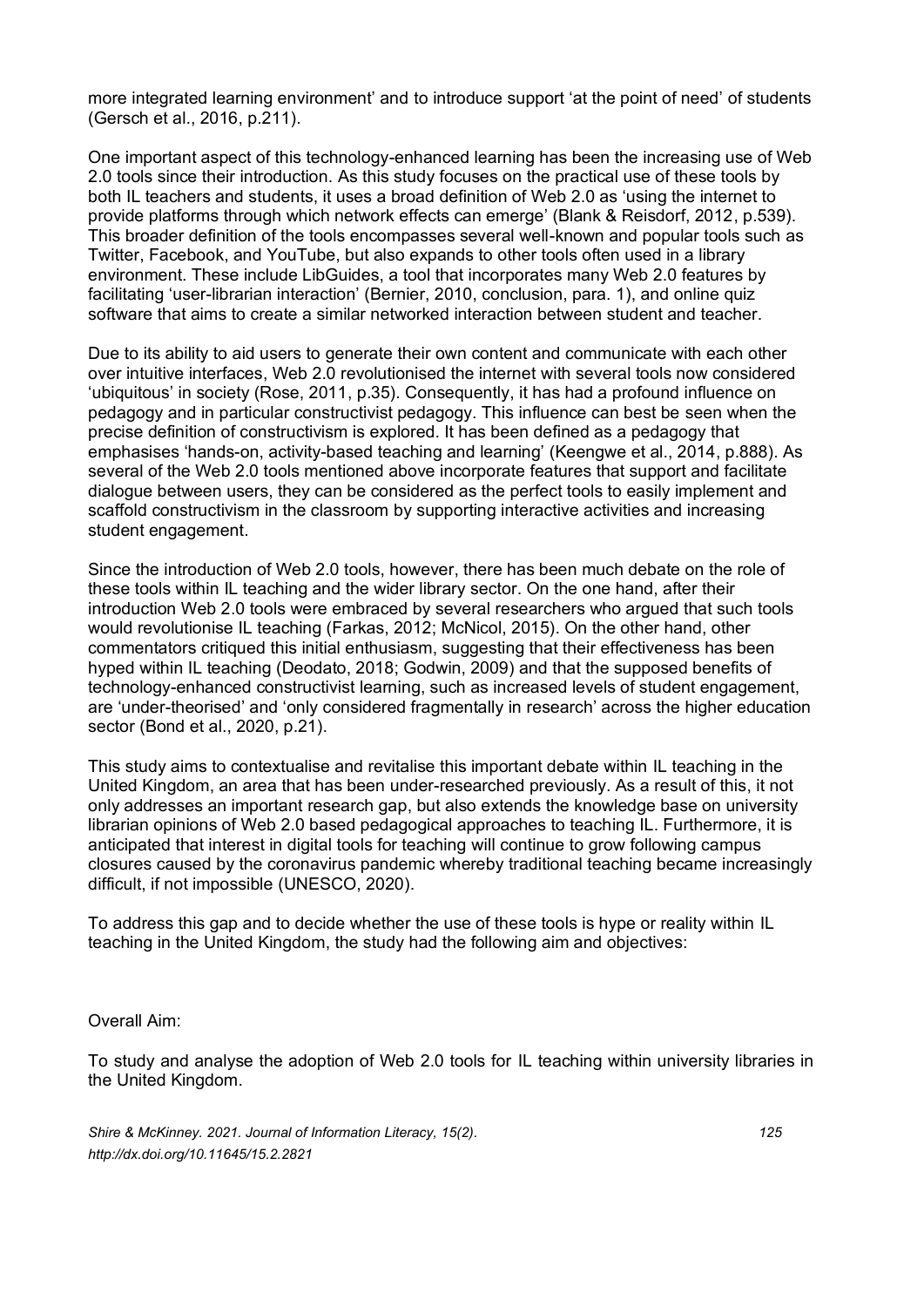more integrated learning environment' and to introduce support 'at the point of need' of students (Gersch et al., 2016, p.211).

One important aspect of this technology-enhanced learning has been the increasing use of Web 2.0 tools since their introduction. As this study focuses on the practical use of these tools by both IL teachers and students, it uses a broad definition of Web 2.0 as 'using the internet to provide platforms through which network effects can emerge' (Blank & Reisdorf, 2012, p.539). This broader definition of the tools encompasses several well-known and popular tools such as Twitter, Facebook, and YouTube, but also expands to other tools often used in a library environment. These include LibGuides, a tool that incorporates many Web 2.0 features by facilitating 'user-librarian interaction' (Bernier, 2010, conclusion, para. 1), and online quiz software that aims to create a similar networked interaction between student and teacher.

Due to its ability to aid users to generate their own content and communicate with each other over intuitive interfaces, Web 2.0 revolutionised the internet with several tools now considered 'ubiquitous' in society (Rose, 2011, p.35). Consequently, it has had a profound influence on pedagogy and in particular constructivist pedagogy. This influence can best be seen when the precise definition of constructivism is explored. It has been defined as a pedagogy that emphasises 'hands-on, activity-based teaching and learning' (Keengwe et al., 2014, p.888). As several of the Web 2.0 tools mentioned above incorporate features that support and facilitate dialogue between users, they can be considered as the perfect tools to easily implement and scaffold constructivism in the classroom by supporting interactive activities and increasing student engagement.

Since the introduction of Web 2.0 tools, however, there has been much debate on the role of these tools within IL teaching and the wider library sector. On the one hand, after their introduction Web 2.0 tools were embraced by several researchers who argued that such tools would revolutionise IL teaching (Farkas, 2012; McNicol, 2015). On the other hand, other commentators critiqued this initial enthusiasm, suggesting that their effectiveness has been hyped within IL teaching (Deodato, 2018; Godwin, 2009) and that the supposed benefits of technology-enhanced constructivist learning, such as increased levels of student engagement, are 'under-theorised' and 'only considered fragmentally in research' across the higher education sector (Bond et al., 2020, p.21).

This study aims to contextualise and revitalise this important debate within IL teaching in the United Kingdom, an area that has been under-researched previously. As a result of this, it not only addresses an important research gap, but also extends the knowledge base on university librarian opinions of Web 2.0 based pedagogical approaches to teaching IL. Furthermore, it is anticipated that interest in digital tools for teaching will continue to grow following campus closures caused by the coronavirus pandemic whereby traditional teaching became increasingly difficult, if not impossible (UNESCO, 2020).

To address this gap and to decide whether the use of these tools is hype or reality within IL teaching in the United Kingdom, the study had the following aim and objectives:

Overall Aim:

To study and analyse the adoption of Web 2.0 tools for IL teaching within university libraries in the United Kingdom.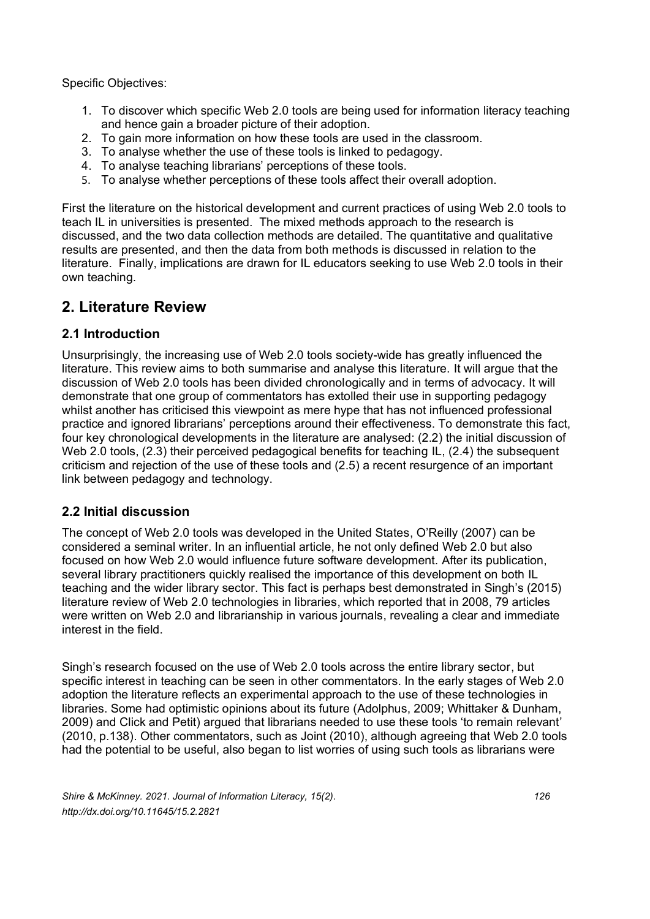Specific Objectives:

1. To discover which specific Web 2.0 tools are being used for information literacy teaching and hence gain a broader picture of their adoption.
2. To gain more information on how these tools are used in the classroom.
3. To analyse whether the use of these tools is linked to pedagogy.
4. To analyse teaching librarians' perceptions of these tools.
5. To analyse whether perceptions of these tools affect their overall adoption.

First the literature on the historical development and current practices of using Web 2.0 tools to teach IL in universities is presented. The mixed methods approach to the research is discussed, and the two data collection methods are detailed. The quantitative and qualitative results are presented, and then the data from both methods is discussed in relation to the literature. Finally, implications are drawn for IL educators seeking to use Web 2.0 tools in their own teaching.

## 2. Literature Review

### 2.1 Introduction

Unsurprisingly, the increasing use of Web 2.0 tools society-wide has greatly influenced the literature. This review aims to both summarise and analyse this literature. It will argue that the discussion of Web 2.0 tools has been divided chronologically and in terms of advocacy. It will demonstrate that one group of commentators has extolled their use in supporting pedagogy whilst another has criticised this viewpoint as mere hype that has not influenced professional practice and ignored librarians' perceptions around their effectiveness. To demonstrate this fact, four key chronological developments in the literature are analysed: (2.2) the initial discussion of Web 2.0 tools, (2.3) their perceived pedagogical benefits for teaching IL, (2.4) the subsequent criticism and rejection of the use of these tools and (2.5) a recent resurgence of an important link between pedagogy and technology.

### 2.2 Initial discussion

The concept of Web 2.0 tools was developed in the United States, O'Reilly (2007) can be considered a seminal writer. In an influential article, he not only defined Web 2.0 but also focused on how Web 2.0 would influence future software development. After its publication, several library practitioners quickly realised the importance of this development on both IL teaching and the wider library sector. This fact is perhaps best demonstrated in Singh's (2015) literature review of Web 2.0 technologies in libraries, which reported that in 2008, 79 articles were written on Web 2.0 and librarianship in various journals, revealing a clear and immediate interest in the field.

Singh's research focused on the use of Web 2.0 tools across the entire library sector, but specific interest in teaching can be seen in other commentators. In the early stages of Web 2.0 adoption the literature reflects an experimental approach to the use of these technologies in libraries. Some had optimistic opinions about its future (Adolphus, 2009; Whittaker & Dunham, 2009) and Click and Petit) argued that librarians needed to use these tools 'to remain relevant' (2010, p.138). Other commentators, such as Joint (2010), although agreeing that Web 2.0 tools had the potential to be useful, also began to list worries of using such tools as librarians were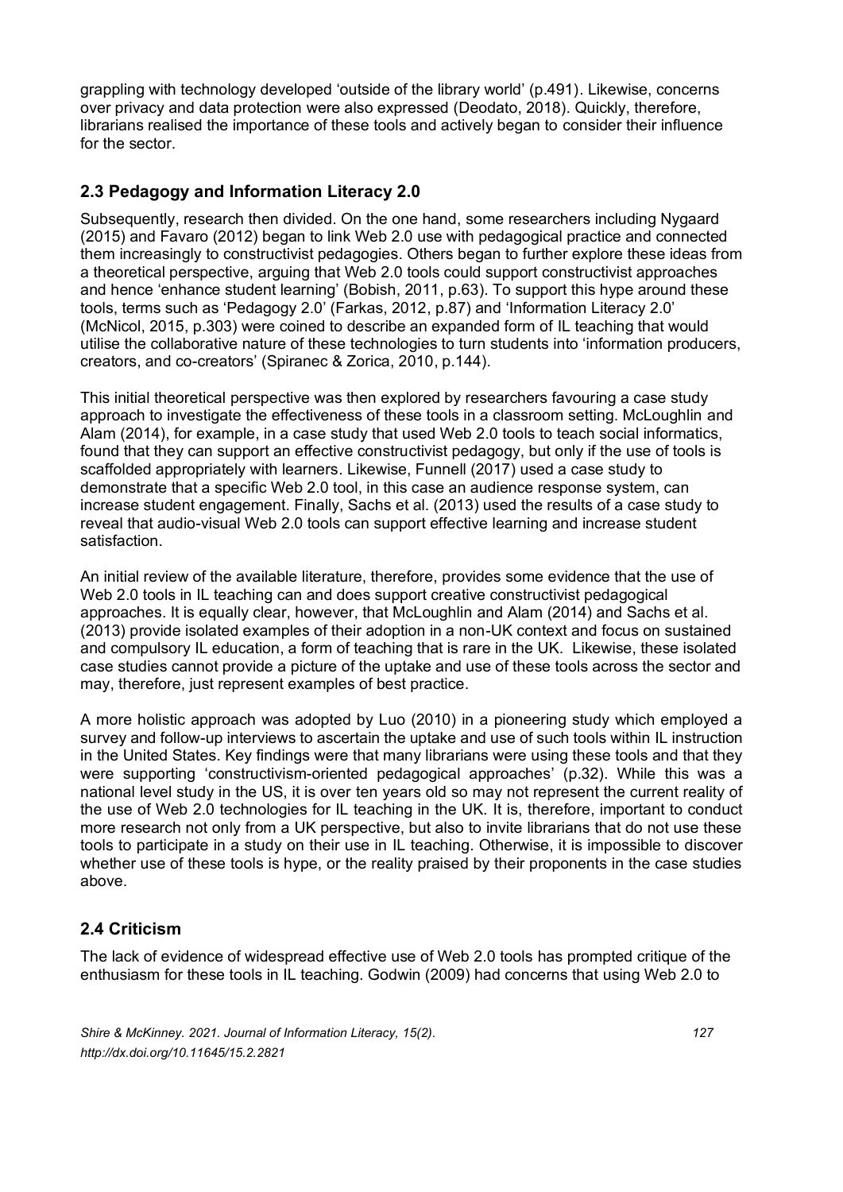grappling with technology developed 'outside of the library world' (p.491). Likewise, concerns over privacy and data protection were also expressed (Deodato, 2018). Quickly, therefore, librarians realised the importance of these tools and actively began to consider their influence for the sector.

## 2.3 Pedagogy and Information Literacy 2.0

Subsequently, research then divided. On the one hand, some researchers including Nygaard (2015) and Favaro (2012) began to link Web 2.0 use with pedagogical practice and connected them increasingly to constructivist pedagogies. Others began to further explore these ideas from a theoretical perspective, arguing that Web 2.0 tools could support constructivist approaches and hence 'enhance student learning' (Bobish, 2011, p.63). To support this hype around these tools, terms such as 'Pedagogy 2.0' (Farkas, 2012, p.87) and 'Information Literacy 2.0' (McNicol, 2015, p.303) were coined to describe an expanded form of IL teaching that would utilise the collaborative nature of these technologies to turn students into 'information producers, creators, and co-creators' (Spiranec & Zorica, 2010, p.144).

This initial theoretical perspective was then explored by researchers favouring a case study approach to investigate the effectiveness of these tools in a classroom setting. McLoughlin and Alam (2014), for example, in a case study that used Web 2.0 tools to teach social informatics, found that they can support an effective constructivist pedagogy, but only if the use of tools is scaffolded appropriately with learners. Likewise, Funnell (2017) used a case study to demonstrate that a specific Web 2.0 tool, in this case an audience response system, can increase student engagement. Finally, Sachs et al. (2013) used the results of a case study to reveal that audio-visual Web 2.0 tools can support effective learning and increase student satisfaction.

An initial review of the available literature, therefore, provides some evidence that the use of Web 2.0 tools in IL teaching can and does support creative constructivist pedagogical approaches. It is equally clear, however, that McLoughlin and Alam (2014) and Sachs et al. (2013) provide isolated examples of their adoption in a non-UK context and focus on sustained and compulsory IL education, a form of teaching that is rare in the UK. Likewise, these isolated case studies cannot provide a picture of the uptake and use of these tools across the sector and may, therefore, just represent examples of best practice.

A more holistic approach was adopted by Luo (2010) in a pioneering study which employed a survey and follow-up interviews to ascertain the uptake and use of such tools within IL instruction in the United States. Key findings were that many librarians were using these tools and that they were supporting 'constructivism-oriented pedagogical approaches' (p.32). While this was a national level study in the US, it is over ten years old so may not represent the current reality of the use of Web 2.0 technologies for IL teaching in the UK. It is, therefore, important to conduct more research not only from a UK perspective, but also to invite librarians that do not use these tools to participate in a study on their use in IL teaching. Otherwise, it is impossible to discover whether use of these tools is hype, or the reality praised by their proponents in the case studies above.

## 2.4 Criticism

The lack of evidence of widespread effective use of Web 2.0 tools has prompted critique of the enthusiasm for these tools in IL teaching. Godwin (2009) had concerns that using Web 2.0 to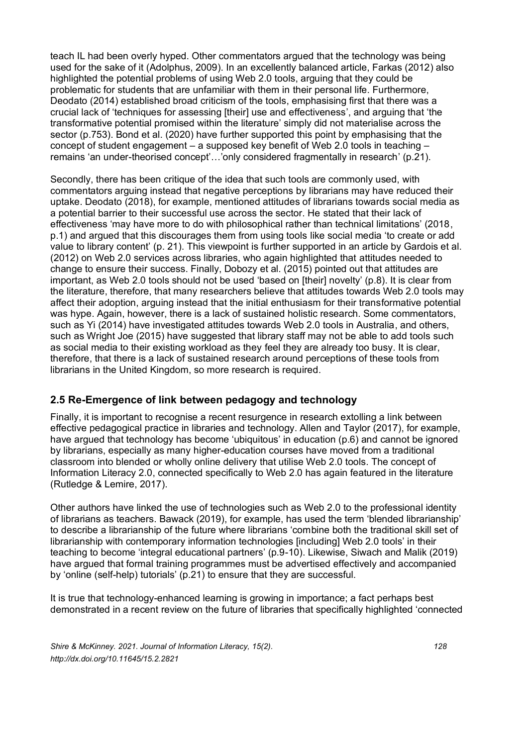teach IL had been overly hyped. Other commentators argued that the technology was being used for the sake of it (Adolphus, 2009). In an excellently balanced article, Farkas (2012) also highlighted the potential problems of using Web 2.0 tools, arguing that they could be problematic for students that are unfamiliar with them in their personal life. Furthermore, Deodato (2014) established broad criticism of the tools, emphasising first that there was a crucial lack of 'techniques for assessing [their] use and effectiveness', and arguing that 'the transformative potential promised within the literature' simply did not materialise across the sector (p.753). Bond et al. (2020) have further supported this point by emphasising that the concept of student engagement – a supposed key benefit of Web 2.0 tools in teaching – remains 'an under-theorised concept'…'only considered fragmentally in research' (p.21).

Secondly, there has been critique of the idea that such tools are commonly used, with commentators arguing instead that negative perceptions by librarians may have reduced their uptake. Deodato (2018), for example, mentioned attitudes of librarians towards social media as a potential barrier to their successful use across the sector. He stated that their lack of effectiveness 'may have more to do with philosophical rather than technical limitations' (2018, p.1) and argued that this discourages them from using tools like social media 'to create or add value to library content' (p. 21). This viewpoint is further supported in an article by Gardois et al. (2012) on Web 2.0 services across libraries, who again highlighted that attitudes needed to change to ensure their success. Finally, Dobozy et al. (2015) pointed out that attitudes are important, as Web 2.0 tools should not be used 'based on [their] novelty' (p.8). It is clear from the literature, therefore, that many researchers believe that attitudes towards Web 2.0 tools may affect their adoption, arguing instead that the initial enthusiasm for their transformative potential was hype. Again, however, there is a lack of sustained holistic research. Some commentators, such as Yi (2014) have investigated attitudes towards Web 2.0 tools in Australia, and others, such as Wright Joe (2015) have suggested that library staff may not be able to add tools such as social media to their existing workload as they feel they are already too busy. It is clear, therefore, that there is a lack of sustained research around perceptions of these tools from librarians in the United Kingdom, so more research is required.

## 2.5 Re-Emergence of link between pedagogy and technology

Finally, it is important to recognise a recent resurgence in research extolling a link between effective pedagogical practice in libraries and technology. Allen and Taylor (2017), for example, have argued that technology has become 'ubiquitous' in education (p.6) and cannot be ignored by librarians, especially as many higher-education courses have moved from a traditional classroom into blended or wholly online delivery that utilise Web 2.0 tools. The concept of Information Literacy 2.0, connected specifically to Web 2.0 has again featured in the literature (Rutledge & Lemire, 2017).

Other authors have linked the use of technologies such as Web 2.0 to the professional identity of librarians as teachers. Bawack (2019), for example, has used the term 'blended librarianship' to describe a librarianship of the future where librarians 'combine both the traditional skill set of librarianship with contemporary information technologies [including] Web 2.0 tools' in their teaching to become 'integral educational partners' (p.9-10). Likewise, Siwach and Malik (2019) have argued that formal training programmes must be advertised effectively and accompanied by 'online (self-help) tutorials' (p.21) to ensure that they are successful.

It is true that technology-enhanced learning is growing in importance; a fact perhaps best demonstrated in a recent review on the future of libraries that specifically highlighted 'connected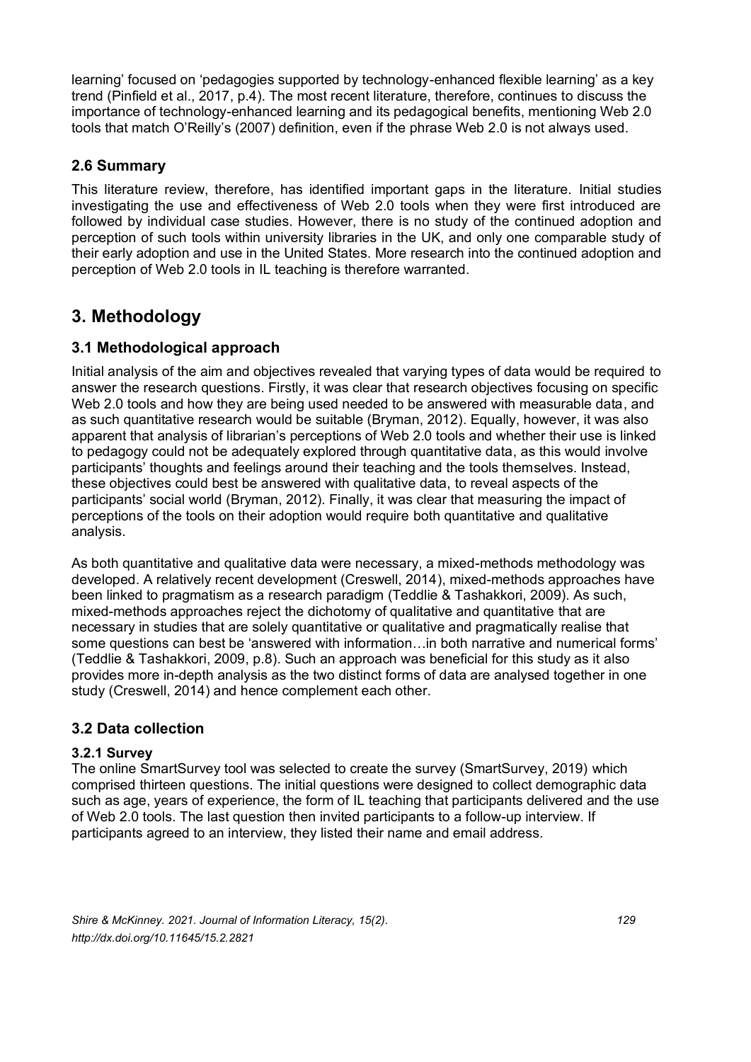learning' focused on 'pedagogies supported by technology-enhanced flexible learning' as a key trend (Pinfield et al., 2017, p.4). The most recent literature, therefore, continues to discuss the importance of technology-enhanced learning and its pedagogical benefits, mentioning Web 2.0 tools that match O'Reilly's (2007) definition, even if the phrase Web 2.0 is not always used.

### 2.6 Summary

This literature review, therefore, has identified important gaps in the literature. Initial studies investigating the use and effectiveness of Web 2.0 tools when they were first introduced are followed by individual case studies. However, there is no study of the continued adoption and perception of such tools within university libraries in the UK, and only one comparable study of their early adoption and use in the United States. More research into the continued adoption and perception of Web 2.0 tools in IL teaching is therefore warranted.

## 3. Methodology

### 3.1 Methodological approach

Initial analysis of the aim and objectives revealed that varying types of data would be required to answer the research questions. Firstly, it was clear that research objectives focusing on specific Web 2.0 tools and how they are being used needed to be answered with measurable data, and as such quantitative research would be suitable (Bryman, 2012). Equally, however, it was also apparent that analysis of librarian's perceptions of Web 2.0 tools and whether their use is linked to pedagogy could not be adequately explored through quantitative data, as this would involve participants' thoughts and feelings around their teaching and the tools themselves. Instead, these objectives could best be answered with qualitative data, to reveal aspects of the participants' social world (Bryman, 2012). Finally, it was clear that measuring the impact of perceptions of the tools on their adoption would require both quantitative and qualitative analysis.

As both quantitative and qualitative data were necessary, a mixed-methods methodology was developed. A relatively recent development (Creswell, 2014), mixed-methods approaches have been linked to pragmatism as a research paradigm (Teddlie & Tashakkori, 2009). As such, mixed-methods approaches reject the dichotomy of qualitative and quantitative that are necessary in studies that are solely quantitative or qualitative and pragmatically realise that some questions can best be 'answered with information…in both narrative and numerical forms' (Teddlie & Tashakkori, 2009, p.8). Such an approach was beneficial for this study as it also provides more in-depth analysis as the two distinct forms of data are analysed together in one study (Creswell, 2014) and hence complement each other.

### 3.2 Data collection

#### 3.2.1 Survey

The online SmartSurvey tool was selected to create the survey (SmartSurvey, 2019) which comprised thirteen questions. The initial questions were designed to collect demographic data such as age, years of experience, the form of IL teaching that participants delivered and the use of Web 2.0 tools. The last question then invited participants to a follow-up interview. If participants agreed to an interview, they listed their name and email address.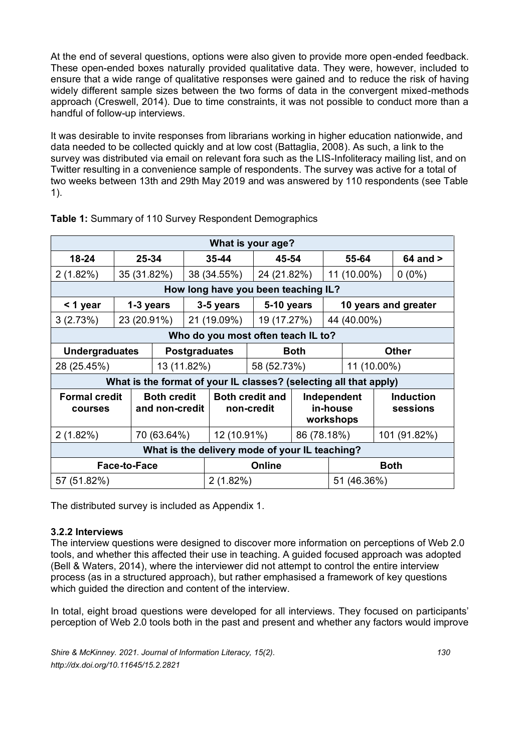At the end of several questions, options were also given to provide more open-ended feedback. These open-ended boxes naturally provided qualitative data. They were, however, included to ensure that a wide range of qualitative responses were gained and to reduce the risk of having widely different sample sizes between the two forms of data in the convergent mixed-methods approach (Creswell, 2014). Due to time constraints, it was not possible to conduct more than a handful of follow-up interviews.

It was desirable to invite responses from librarians working in higher education nationwide, and data needed to be collected quickly and at low cost (Battaglia, 2008). As such, a link to the survey was distributed via email on relevant fora such as the LIS-Infoliteracy mailing list, and on Twitter resulting in a convenience sample of respondents. The survey was active for a total of two weeks between 13th and 29th May 2019 and was answered by 110 respondents (see Table 1).

**Table 1:** Summary of 110 Survey Respondent Demographics

| **What is your age?** | | | | | |
|---|---|---|---|---|---|
| **18-24** | **25-34** | **35-44** | **45-54** | **55-64** | **64 and >** |
| 2 (1.82%) | 35 (31.82%) | 38 (34.55%) | 24 (21.82%) | 11 (10.00%) | 0 (0%) |
| **How long have you been teaching IL?** | | | | | |
| **< 1 year** | **1-3 years** | **3-5 years** | **5-10 years** | **10 years and greater** | |
| 3 (2.73%) | 23 (20.91%) | 21 (19.09%) | 19 (17.27%) | 44 (40.00%) | |
| **Who do you most often teach IL to?** | | | | | |
| **Undergraduates** | **Postgraduates** | **Both** | **Other** | | |
| 28 (25.45%) | 13 (11.82%) | 58 (52.73%) | 11 (10.00%) | | |
| **What is the format of your IL classes? (selecting all that apply)** | | | | | |
| **Formal credit courses** | **Both credit and non-credit** | **Both credit and non-credit** | **Independent in-house workshops** | **Induction sessions** | |
| 2 (1.82%) | 70 (63.64%) | 12 (10.91%) | 86 (78.18%) | 101 (91.82%) | |
| **What is the delivery mode of your IL teaching?** | | | | | |
| **Face-to-Face** | **Online** | **Both** | | | |
| 57 (51.82%) | 2 (1.82%) | 51 (46.36%) | | | |

The distributed survey is included as Appendix 1.

### 3.2.2 Interviews

The interview questions were designed to discover more information on perceptions of Web 2.0 tools, and whether this affected their use in teaching. A guided focused approach was adopted (Bell & Waters, 2014), where the interviewer did not attempt to control the entire interview process (as in a structured approach), but rather emphasised a framework of key questions which guided the direction and content of the interview.

In total, eight broad questions were developed for all interviews. They focused on participants' perception of Web 2.0 tools both in the past and present and whether any factors would improve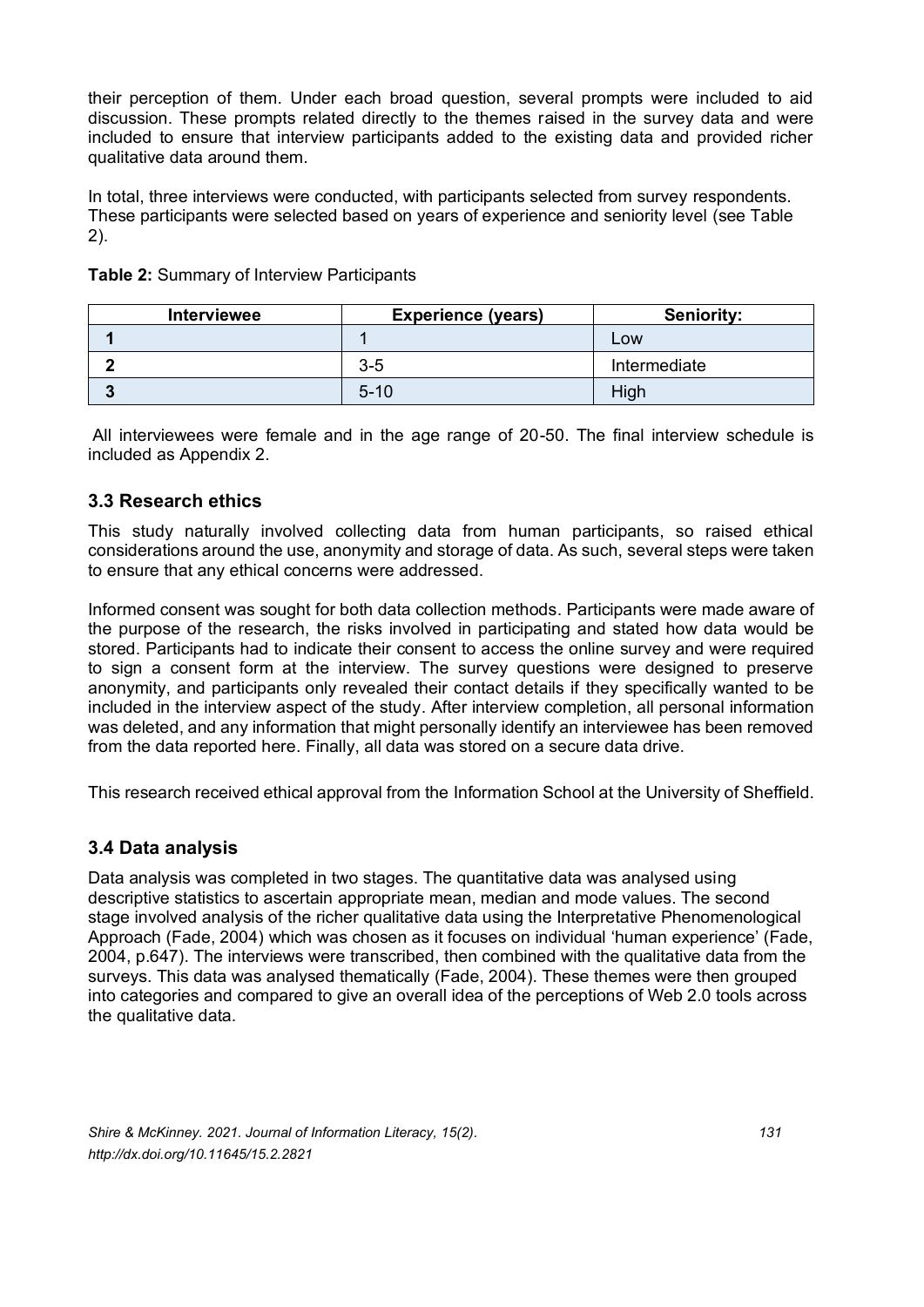their perception of them. Under each broad question, several prompts were included to aid discussion. These prompts related directly to the themes raised in the survey data and were included to ensure that interview participants added to the existing data and provided richer qualitative data around them.

In total, three interviews were conducted, with participants selected from survey respondents. These participants were selected based on years of experience and seniority level (see Table 2).

**Table 2:** Summary of Interview Participants

| Interviewee | Experience (years) | Seniority: |
|---|---|---|
| **1** | 1 | Low |
| **2** | 3-5 | Intermediate |
| **3** | 5-10 | High |

All interviewees were female and in the age range of 20-50. The final interview schedule is included as Appendix 2.

### 3.3 Research ethics

This study naturally involved collecting data from human participants, so raised ethical considerations around the use, anonymity and storage of data. As such, several steps were taken to ensure that any ethical concerns were addressed.

Informed consent was sought for both data collection methods. Participants were made aware of the purpose of the research, the risks involved in participating and stated how data would be stored. Participants had to indicate their consent to access the online survey and were required to sign a consent form at the interview. The survey questions were designed to preserve anonymity, and participants only revealed their contact details if they specifically wanted to be included in the interview aspect of the study. After interview completion, all personal information was deleted, and any information that might personally identify an interviewee has been removed from the data reported here. Finally, all data was stored on a secure data drive.

This research received ethical approval from the Information School at the University of Sheffield.

### 3.4 Data analysis

Data analysis was completed in two stages. The quantitative data was analysed using descriptive statistics to ascertain appropriate mean, median and mode values. The second stage involved analysis of the richer qualitative data using the Interpretative Phenomenological Approach (Fade, 2004) which was chosen as it focuses on individual 'human experience' (Fade, 2004, p.647). The interviews were transcribed, then combined with the qualitative data from the surveys. This data was analysed thematically (Fade, 2004). These themes were then grouped into categories and compared to give an overall idea of the perceptions of Web 2.0 tools across the qualitative data.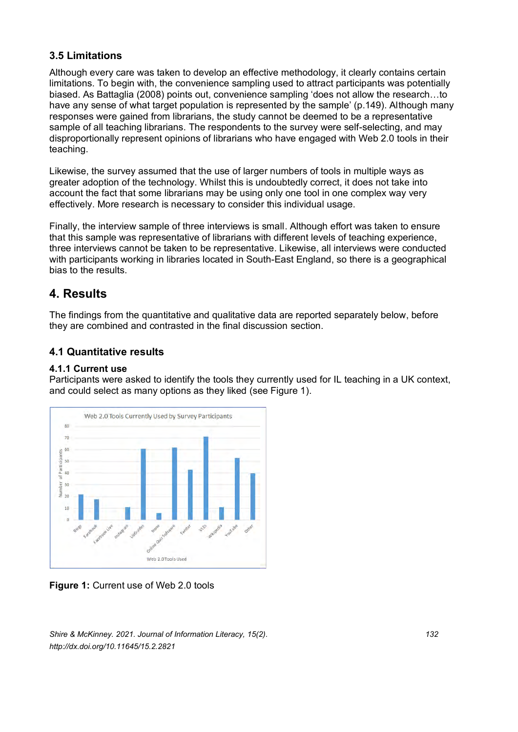### 3.5 Limitations

Although every care was taken to develop an effective methodology, it clearly contains certain limitations. To begin with, the convenience sampling used to attract participants was potentially biased. As Battaglia (2008) points out, convenience sampling 'does not allow the research…to have any sense of what target population is represented by the sample' (p.149). Although many responses were gained from librarians, the study cannot be deemed to be a representative sample of all teaching librarians. The respondents to the survey were self-selecting, and may disproportionally represent opinions of librarians who have engaged with Web 2.0 tools in their teaching.

Likewise, the survey assumed that the use of larger numbers of tools in multiple ways as greater adoption of the technology. Whilst this is undoubtedly correct, it does not take into account the fact that some librarians may be using only one tool in one complex way very effectively. More research is necessary to consider this individual usage.

Finally, the interview sample of three interviews is small. Although effort was taken to ensure that this sample was representative of librarians with different levels of teaching experience, three interviews cannot be taken to be representative. Likewise, all interviews were conducted with participants working in libraries located in South-East England, so there is a geographical bias to the results.

## 4. Results

The findings from the quantitative and qualitative data are reported separately below, before they are combined and contrasted in the final discussion section.

### 4.1 Quantitative results

#### 4.1.1 Current use

Participants were asked to identify the tools they currently used for IL teaching in a UK context, and could select as many options as they liked (see Figure 1).

**Figure 1:** Current use of Web 2.0 tools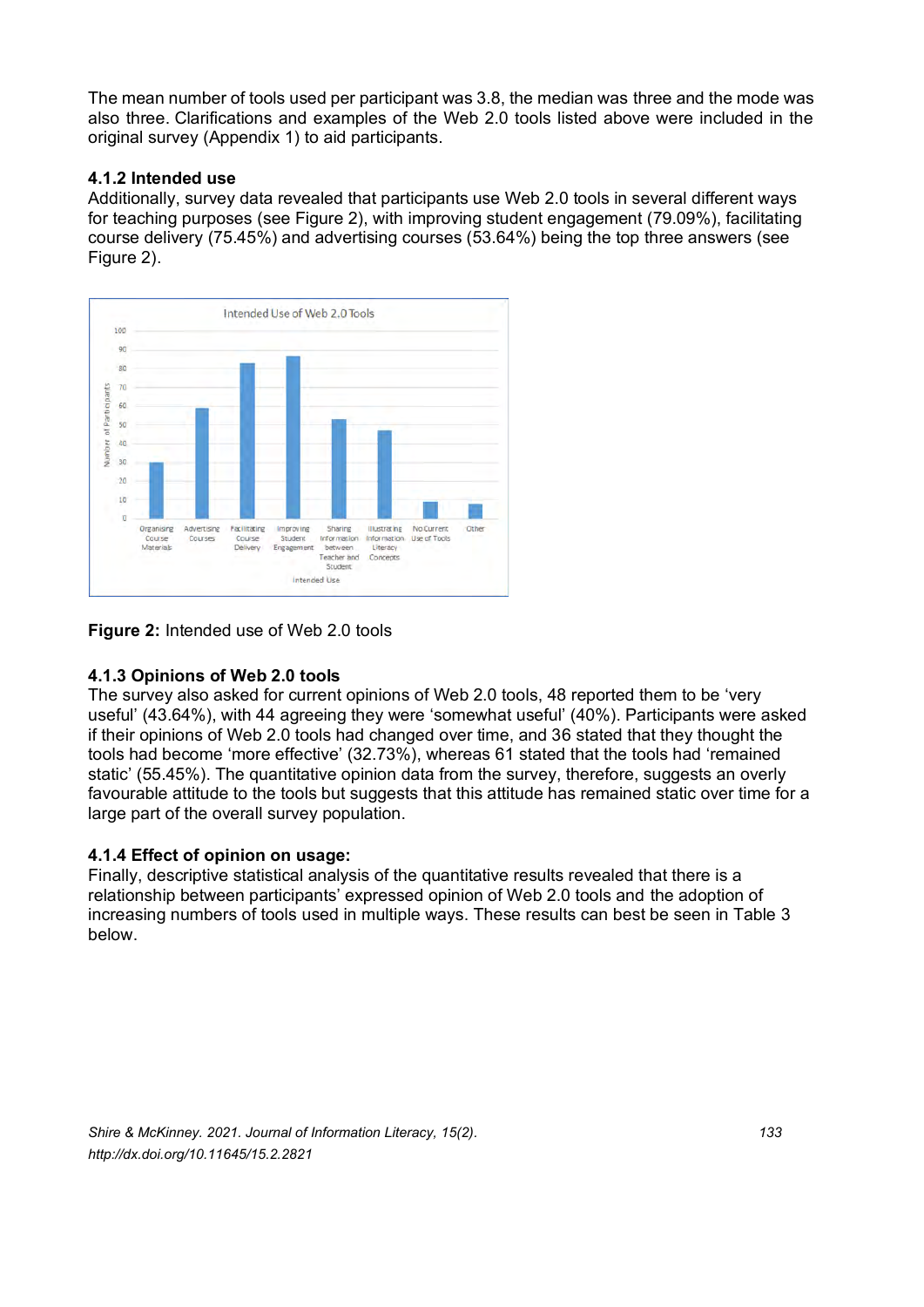The mean number of tools used per participant was 3.8, the median was three and the mode was also three. Clarifications and examples of the Web 2.0 tools listed above were included in the original survey (Appendix 1) to aid participants.

### 4.1.2 Intended use

Additionally, survey data revealed that participants use Web 2.0 tools in several different ways for teaching purposes (see Figure 2), with improving student engagement (79.09%), facilitating course delivery (75.45%) and advertising courses (53.64%) being the top three answers (see Figure 2).

**Figure 2:** Intended use of Web 2.0 tools

### 4.1.3 Opinions of Web 2.0 tools

The survey also asked for current opinions of Web 2.0 tools, 48 reported them to be 'very useful' (43.64%), with 44 agreeing they were 'somewhat useful' (40%). Participants were asked if their opinions of Web 2.0 tools had changed over time, and 36 stated that they thought the tools had become 'more effective' (32.73%), whereas 61 stated that the tools had 'remained static' (55.45%). The quantitative opinion data from the survey, therefore, suggests an overly favourable attitude to the tools but suggests that this attitude has remained static over time for a large part of the overall survey population.

### 4.1.4 Effect of opinion on usage:

Finally, descriptive statistical analysis of the quantitative results revealed that there is a relationship between participants' expressed opinion of Web 2.0 tools and the adoption of increasing numbers of tools used in multiple ways. These results can best be seen in Table 3 below.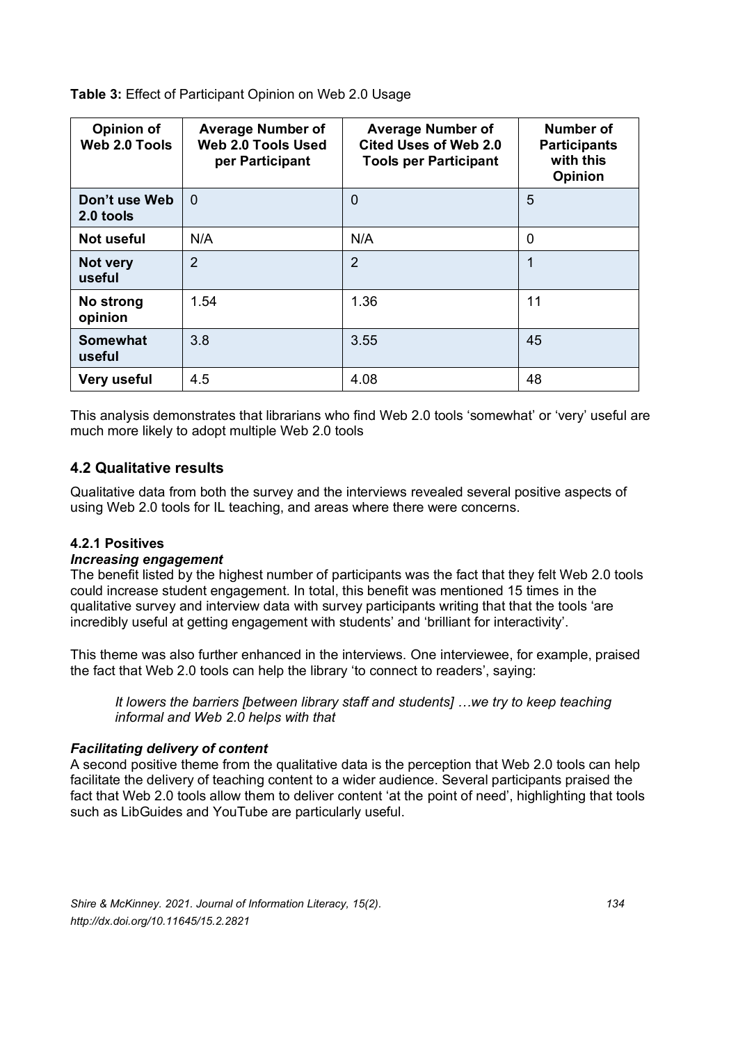**Table 3:** Effect of Participant Opinion on Web 2.0 Usage

| Opinion of Web 2.0 Tools | Average Number of Web 2.0 Tools Used per Participant | Average Number of Cited Uses of Web 2.0 Tools per Participant | Number of Participants with this Opinion |
|---|---|---|---|
| **Don't use Web 2.0 tools** | 0 | 0 | 5 |
| **Not useful** | N/A | N/A | 0 |
| **Not very useful** | 2 | 2 | 1 |
| **No strong opinion** | 1.54 | 1.36 | 11 |
| **Somewhat useful** | 3.8 | 3.55 | 45 |
| **Very useful** | 4.5 | 4.08 | 48 |

This analysis demonstrates that librarians who find Web 2.0 tools 'somewhat' or 'very' useful are much more likely to adopt multiple Web 2.0 tools

## 4.2 Qualitative results

Qualitative data from both the survey and the interviews revealed several positive aspects of using Web 2.0 tools for IL teaching, and areas where there were concerns.

### 4.2.1 Positives

***Increasing engagement***

The benefit listed by the highest number of participants was the fact that they felt Web 2.0 tools could increase student engagement. In total, this benefit was mentioned 15 times in the qualitative survey and interview data with survey participants writing that that the tools 'are incredibly useful at getting engagement with students' and 'brilliant for interactivity'.

This theme was also further enhanced in the interviews. One interviewee, for example, praised the fact that Web 2.0 tools can help the library 'to connect to readers', saying:

> *It lowers the barriers [between library staff and students] …we try to keep teaching informal and Web 2.0 helps with that*

***Facilitating delivery of content***

A second positive theme from the qualitative data is the perception that Web 2.0 tools can help facilitate the delivery of teaching content to a wider audience. Several participants praised the fact that Web 2.0 tools allow them to deliver content 'at the point of need', highlighting that tools such as LibGuides and YouTube are particularly useful.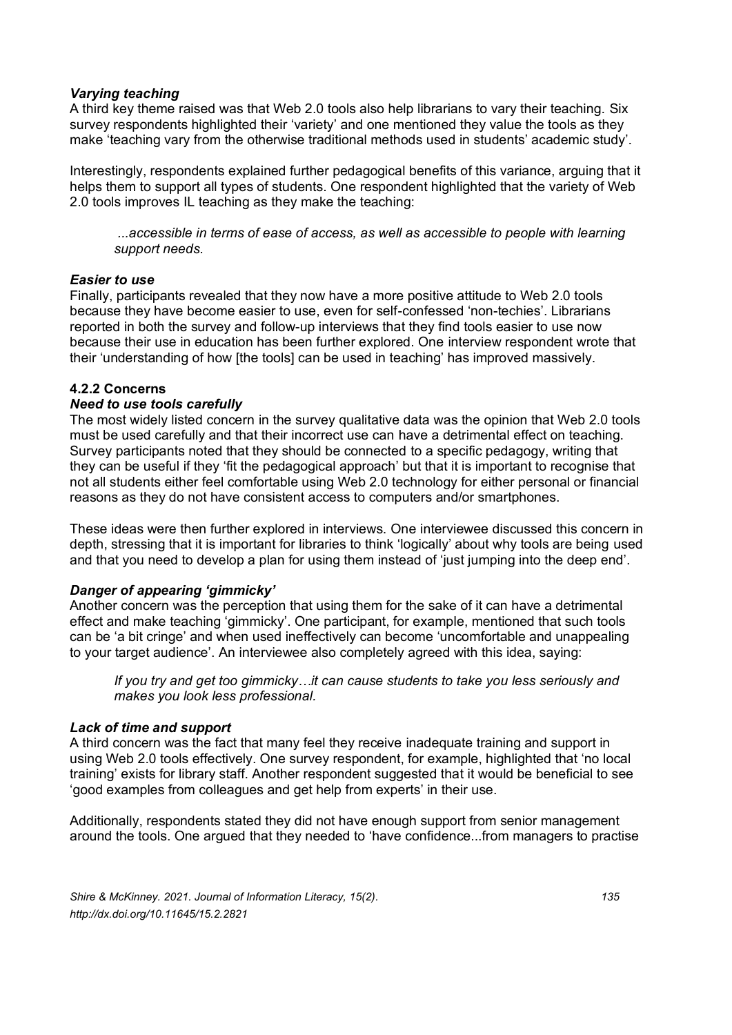### *Varying teaching*

A third key theme raised was that Web 2.0 tools also help librarians to vary their teaching. Six survey respondents highlighted their 'variety' and one mentioned they value the tools as they make 'teaching vary from the otherwise traditional methods used in students' academic study'.

Interestingly, respondents explained further pedagogical benefits of this variance, arguing that it helps them to support all types of students. One respondent highlighted that the variety of Web 2.0 tools improves IL teaching as they make the teaching:

> *...accessible in terms of ease of access, as well as accessible to people with learning support needs.*

### *Easier to use*

Finally, participants revealed that they now have a more positive attitude to Web 2.0 tools because they have become easier to use, even for self-confessed 'non-techies'. Librarians reported in both the survey and follow-up interviews that they find tools easier to use now because their use in education has been further explored. One interview respondent wrote that their 'understanding of how [the tools] can be used in teaching' has improved massively.

### 4.2.2 Concerns

### *Need to use tools carefully*

The most widely listed concern in the survey qualitative data was the opinion that Web 2.0 tools must be used carefully and that their incorrect use can have a detrimental effect on teaching. Survey participants noted that they should be connected to a specific pedagogy, writing that they can be useful if they 'fit the pedagogical approach' but that it is important to recognise that not all students either feel comfortable using Web 2.0 technology for either personal or financial reasons as they do not have consistent access to computers and/or smartphones.

These ideas were then further explored in interviews. One interviewee discussed this concern in depth, stressing that it is important for libraries to think 'logically' about why tools are being used and that you need to develop a plan for using them instead of 'just jumping into the deep end'.

### *Danger of appearing 'gimmicky'*

Another concern was the perception that using them for the sake of it can have a detrimental effect and make teaching 'gimmicky'. One participant, for example, mentioned that such tools can be 'a bit cringe' and when used ineffectively can become 'uncomfortable and unappealing to your target audience'. An interviewee also completely agreed with this idea, saying:

> *If you try and get too gimmicky…it can cause students to take you less seriously and makes you look less professional.*

### *Lack of time and support*

A third concern was the fact that many feel they receive inadequate training and support in using Web 2.0 tools effectively. One survey respondent, for example, highlighted that 'no local training' exists for library staff. Another respondent suggested that it would be beneficial to see 'good examples from colleagues and get help from experts' in their use.

Additionally, respondents stated they did not have enough support from senior management around the tools. One argued that they needed to 'have confidence...from managers to practise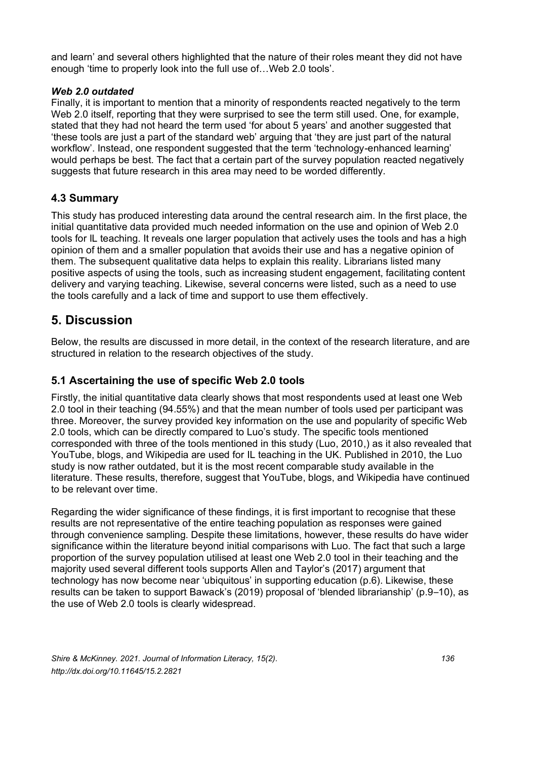and learn' and several others highlighted that the nature of their roles meant they did not have enough 'time to properly look into the full use of…Web 2.0 tools'.

#### *Web 2.0 outdated*

Finally, it is important to mention that a minority of respondents reacted negatively to the term Web 2.0 itself, reporting that they were surprised to see the term still used. One, for example, stated that they had not heard the term used 'for about 5 years' and another suggested that 'these tools are just a part of the standard web' arguing that 'they are just part of the natural workflow'. Instead, one respondent suggested that the term 'technology-enhanced learning' would perhaps be best. The fact that a certain part of the survey population reacted negatively suggests that future research in this area may need to be worded differently.

### 4.3 Summary

This study has produced interesting data around the central research aim. In the first place, the initial quantitative data provided much needed information on the use and opinion of Web 2.0 tools for IL teaching. It reveals one larger population that actively uses the tools and has a high opinion of them and a smaller population that avoids their use and has a negative opinion of them. The subsequent qualitative data helps to explain this reality. Librarians listed many positive aspects of using the tools, such as increasing student engagement, facilitating content delivery and varying teaching. Likewise, several concerns were listed, such as a need to use the tools carefully and a lack of time and support to use them effectively.

## 5. Discussion

Below, the results are discussed in more detail, in the context of the research literature, and are structured in relation to the research objectives of the study.

### 5.1 Ascertaining the use of specific Web 2.0 tools

Firstly, the initial quantitative data clearly shows that most respondents used at least one Web 2.0 tool in their teaching (94.55%) and that the mean number of tools used per participant was three. Moreover, the survey provided key information on the use and popularity of specific Web 2.0 tools, which can be directly compared to Luo's study. The specific tools mentioned corresponded with three of the tools mentioned in this study (Luo, 2010,) as it also revealed that YouTube, blogs, and Wikipedia are used for IL teaching in the UK. Published in 2010, the Luo study is now rather outdated, but it is the most recent comparable study available in the literature. These results, therefore, suggest that YouTube, blogs, and Wikipedia have continued to be relevant over time.

Regarding the wider significance of these findings, it is first important to recognise that these results are not representative of the entire teaching population as responses were gained through convenience sampling. Despite these limitations, however, these results do have wider significance within the literature beyond initial comparisons with Luo. The fact that such a large proportion of the survey population utilised at least one Web 2.0 tool in their teaching and the majority used several different tools supports Allen and Taylor's (2017) argument that technology has now become near 'ubiquitous' in supporting education (p.6). Likewise, these results can be taken to support Bawack's (2019) proposal of 'blended librarianship' (p.9–10), as the use of Web 2.0 tools is clearly widespread.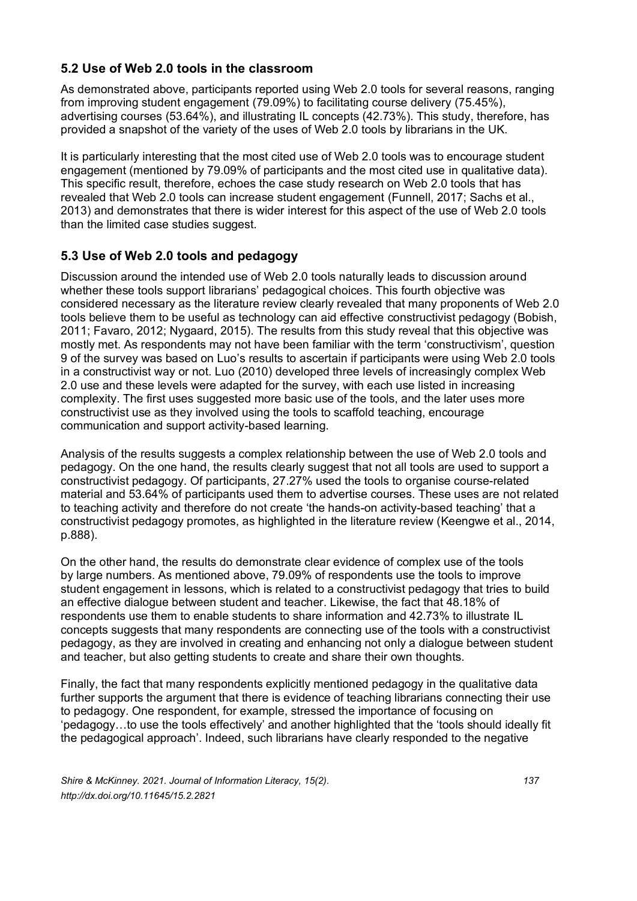## 5.2 Use of Web 2.0 tools in the classroom

As demonstrated above, participants reported using Web 2.0 tools for several reasons, ranging from improving student engagement (79.09%) to facilitating course delivery (75.45%), advertising courses (53.64%), and illustrating IL concepts (42.73%). This study, therefore, has provided a snapshot of the variety of the uses of Web 2.0 tools by librarians in the UK.

It is particularly interesting that the most cited use of Web 2.0 tools was to encourage student engagement (mentioned by 79.09% of participants and the most cited use in qualitative data). This specific result, therefore, echoes the case study research on Web 2.0 tools that has revealed that Web 2.0 tools can increase student engagement (Funnell, 2017; Sachs et al., 2013) and demonstrates that there is wider interest for this aspect of the use of Web 2.0 tools than the limited case studies suggest.

## 5.3 Use of Web 2.0 tools and pedagogy

Discussion around the intended use of Web 2.0 tools naturally leads to discussion around whether these tools support librarians' pedagogical choices. This fourth objective was considered necessary as the literature review clearly revealed that many proponents of Web 2.0 tools believe them to be useful as technology can aid effective constructivist pedagogy (Bobish, 2011; Favaro, 2012; Nygaard, 2015). The results from this study reveal that this objective was mostly met. As respondents may not have been familiar with the term 'constructivism', question 9 of the survey was based on Luo's results to ascertain if participants were using Web 2.0 tools in a constructivist way or not. Luo (2010) developed three levels of increasingly complex Web 2.0 use and these levels were adapted for the survey, with each use listed in increasing complexity. The first uses suggested more basic use of the tools, and the later uses more constructivist use as they involved using the tools to scaffold teaching, encourage communication and support activity-based learning.

Analysis of the results suggests a complex relationship between the use of Web 2.0 tools and pedagogy. On the one hand, the results clearly suggest that not all tools are used to support a constructivist pedagogy. Of participants, 27.27% used the tools to organise course-related material and 53.64% of participants used them to advertise courses. These uses are not related to teaching activity and therefore do not create 'the hands-on activity-based teaching' that a constructivist pedagogy promotes, as highlighted in the literature review (Keengwe et al., 2014, p.888).

On the other hand, the results do demonstrate clear evidence of complex use of the tools by large numbers. As mentioned above, 79.09% of respondents use the tools to improve student engagement in lessons, which is related to a constructivist pedagogy that tries to build an effective dialogue between student and teacher. Likewise, the fact that 48.18% of respondents use them to enable students to share information and 42.73% to illustrate IL concepts suggests that many respondents are connecting use of the tools with a constructivist pedagogy, as they are involved in creating and enhancing not only a dialogue between student and teacher, but also getting students to create and share their own thoughts.

Finally, the fact that many respondents explicitly mentioned pedagogy in the qualitative data further supports the argument that there is evidence of teaching librarians connecting their use to pedagogy. One respondent, for example, stressed the importance of focusing on 'pedagogy…to use the tools effectively' and another highlighted that the 'tools should ideally fit the pedagogical approach'. Indeed, such librarians have clearly responded to the negative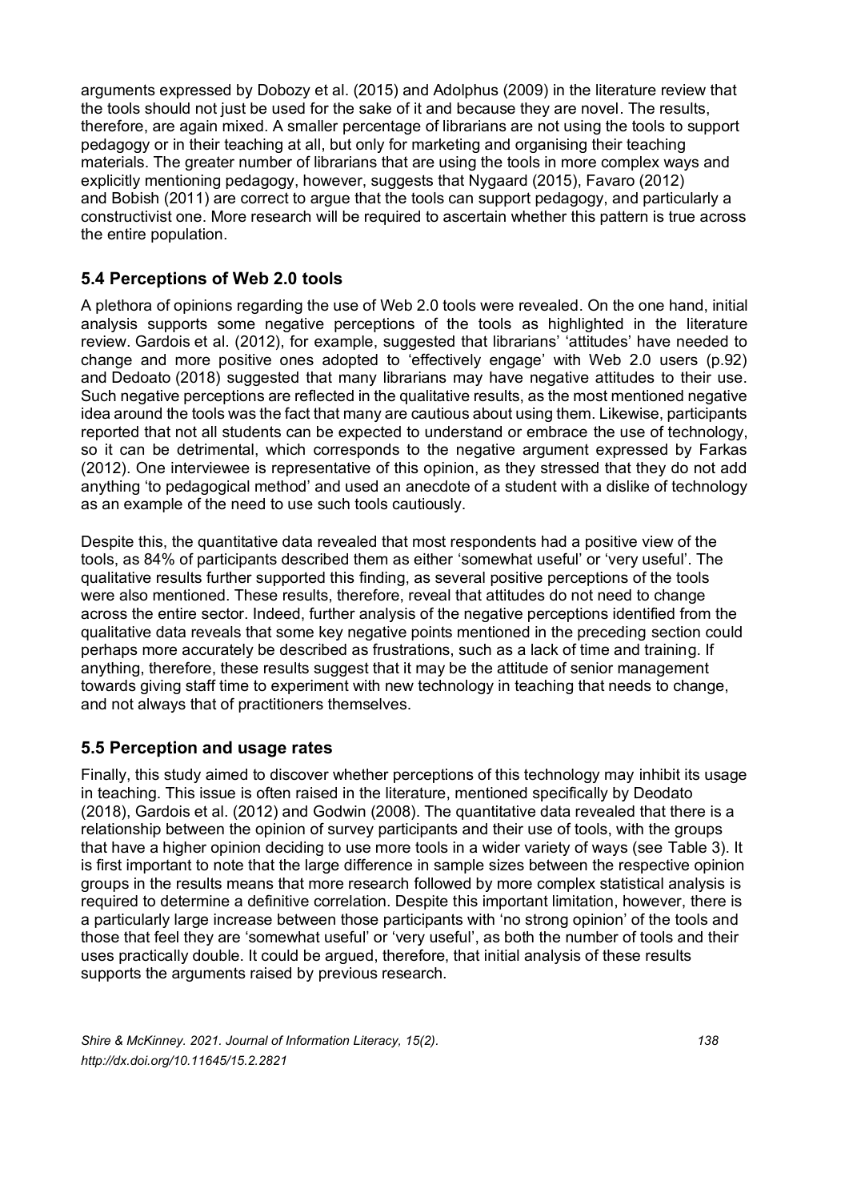arguments expressed by Dobozy et al. (2015) and Adolphus (2009) in the literature review that the tools should not just be used for the sake of it and because they are novel. The results, therefore, are again mixed. A smaller percentage of librarians are not using the tools to support pedagogy or in their teaching at all, but only for marketing and organising their teaching materials. The greater number of librarians that are using the tools in more complex ways and explicitly mentioning pedagogy, however, suggests that Nygaard (2015), Favaro (2012) and Bobish (2011) are correct to argue that the tools can support pedagogy, and particularly a constructivist one. More research will be required to ascertain whether this pattern is true across the entire population.

## 5.4 Perceptions of Web 2.0 tools

A plethora of opinions regarding the use of Web 2.0 tools were revealed. On the one hand, initial analysis supports some negative perceptions of the tools as highlighted in the literature review. Gardois et al. (2012), for example, suggested that librarians' 'attitudes' have needed to change and more positive ones adopted to 'effectively engage' with Web 2.0 users (p.92) and Dedoato (2018) suggested that many librarians may have negative attitudes to their use. Such negative perceptions are reflected in the qualitative results, as the most mentioned negative idea around the tools was the fact that many are cautious about using them. Likewise, participants reported that not all students can be expected to understand or embrace the use of technology, so it can be detrimental, which corresponds to the negative argument expressed by Farkas (2012). One interviewee is representative of this opinion, as they stressed that they do not add anything 'to pedagogical method' and used an anecdote of a student with a dislike of technology as an example of the need to use such tools cautiously.

Despite this, the quantitative data revealed that most respondents had a positive view of the tools, as 84% of participants described them as either 'somewhat useful' or 'very useful'. The qualitative results further supported this finding, as several positive perceptions of the tools were also mentioned. These results, therefore, reveal that attitudes do not need to change across the entire sector. Indeed, further analysis of the negative perceptions identified from the qualitative data reveals that some key negative points mentioned in the preceding section could perhaps more accurately be described as frustrations, such as a lack of time and training. If anything, therefore, these results suggest that it may be the attitude of senior management towards giving staff time to experiment with new technology in teaching that needs to change, and not always that of practitioners themselves.

## 5.5 Perception and usage rates

Finally, this study aimed to discover whether perceptions of this technology may inhibit its usage in teaching. This issue is often raised in the literature, mentioned specifically by Deodato (2018), Gardois et al. (2012) and Godwin (2008). The quantitative data revealed that there is a relationship between the opinion of survey participants and their use of tools, with the groups that have a higher opinion deciding to use more tools in a wider variety of ways (see Table 3). It is first important to note that the large difference in sample sizes between the respective opinion groups in the results means that more research followed by more complex statistical analysis is required to determine a definitive correlation. Despite this important limitation, however, there is a particularly large increase between those participants with 'no strong opinion' of the tools and those that feel they are 'somewhat useful' or 'very useful', as both the number of tools and their uses practically double. It could be argued, therefore, that initial analysis of these results supports the arguments raised by previous research.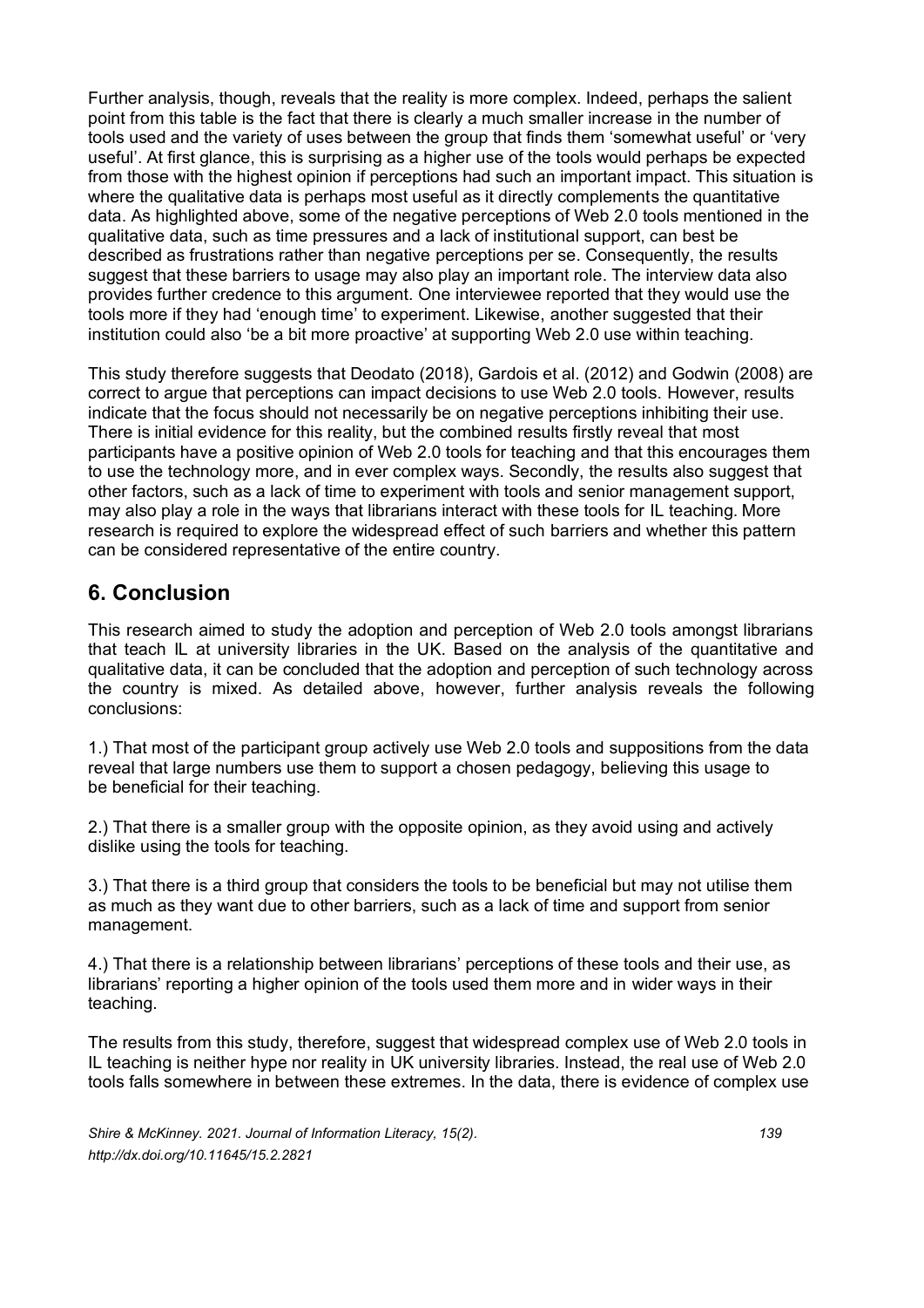Further analysis, though, reveals that the reality is more complex. Indeed, perhaps the salient point from this table is the fact that there is clearly a much smaller increase in the number of tools used and the variety of uses between the group that finds them 'somewhat useful' or 'very useful'. At first glance, this is surprising as a higher use of the tools would perhaps be expected from those with the highest opinion if perceptions had such an important impact. This situation is where the qualitative data is perhaps most useful as it directly complements the quantitative data. As highlighted above, some of the negative perceptions of Web 2.0 tools mentioned in the qualitative data, such as time pressures and a lack of institutional support, can best be described as frustrations rather than negative perceptions per se. Consequently, the results suggest that these barriers to usage may also play an important role. The interview data also provides further credence to this argument. One interviewee reported that they would use the tools more if they had 'enough time' to experiment. Likewise, another suggested that their institution could also 'be a bit more proactive' at supporting Web 2.0 use within teaching.

This study therefore suggests that Deodato (2018), Gardois et al. (2012) and Godwin (2008) are correct to argue that perceptions can impact decisions to use Web 2.0 tools. However, results indicate that the focus should not necessarily be on negative perceptions inhibiting their use. There is initial evidence for this reality, but the combined results firstly reveal that most participants have a positive opinion of Web 2.0 tools for teaching and that this encourages them to use the technology more, and in ever complex ways. Secondly, the results also suggest that other factors, such as a lack of time to experiment with tools and senior management support, may also play a role in the ways that librarians interact with these tools for IL teaching. More research is required to explore the widespread effect of such barriers and whether this pattern can be considered representative of the entire country.

## 6. Conclusion

This research aimed to study the adoption and perception of Web 2.0 tools amongst librarians that teach IL at university libraries in the UK. Based on the analysis of the quantitative and qualitative data, it can be concluded that the adoption and perception of such technology across the country is mixed. As detailed above, however, further analysis reveals the following conclusions:

1.) That most of the participant group actively use Web 2.0 tools and suppositions from the data reveal that large numbers use them to support a chosen pedagogy, believing this usage to be beneficial for their teaching.

2.) That there is a smaller group with the opposite opinion, as they avoid using and actively dislike using the tools for teaching.

3.) That there is a third group that considers the tools to be beneficial but may not utilise them as much as they want due to other barriers, such as a lack of time and support from senior management.

4.) That there is a relationship between librarians' perceptions of these tools and their use, as librarians' reporting a higher opinion of the tools used them more and in wider ways in their teaching.

The results from this study, therefore, suggest that widespread complex use of Web 2.0 tools in IL teaching is neither hype nor reality in UK university libraries. Instead, the real use of Web 2.0 tools falls somewhere in between these extremes. In the data, there is evidence of complex use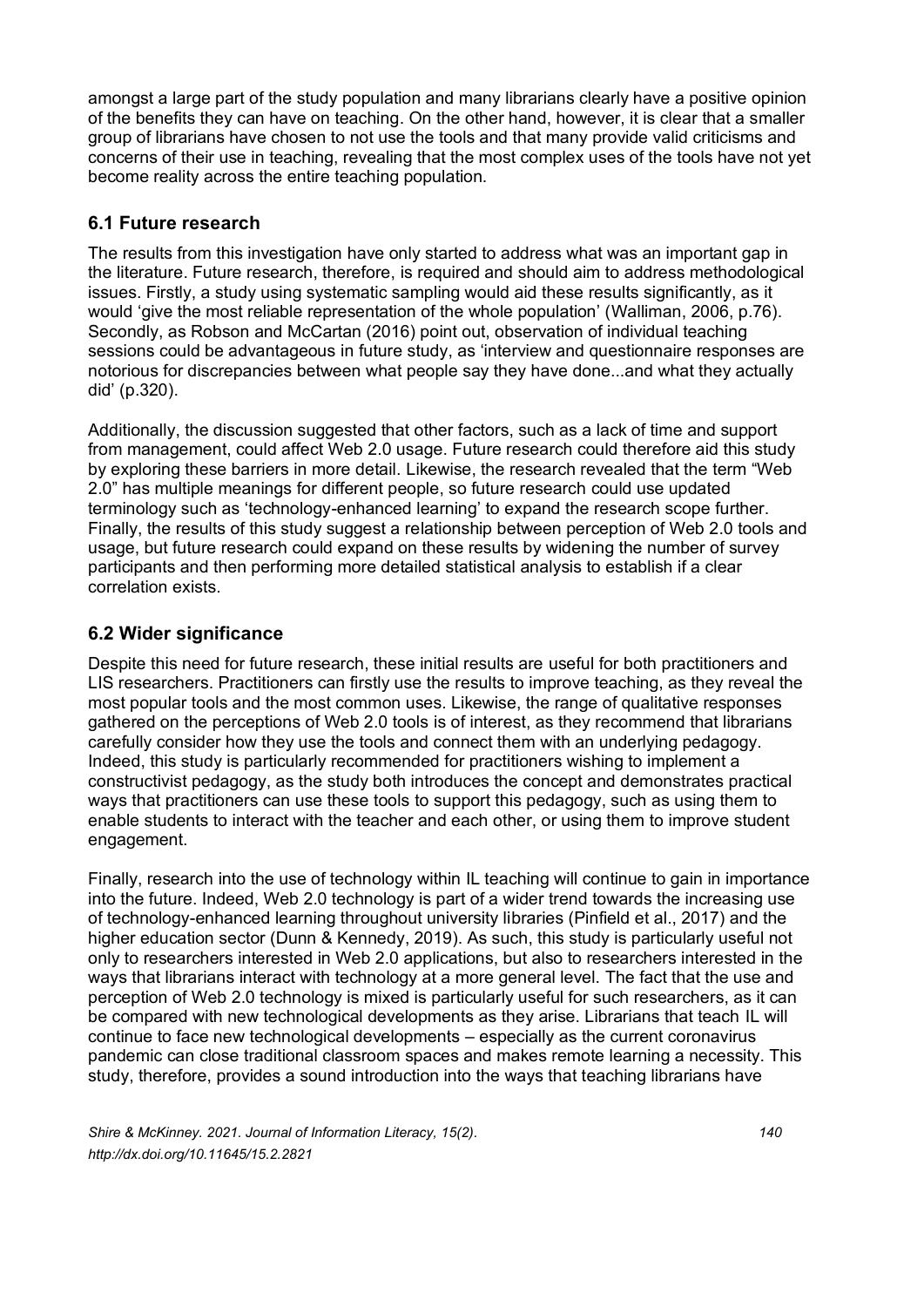amongst a large part of the study population and many librarians clearly have a positive opinion of the benefits they can have on teaching. On the other hand, however, it is clear that a smaller group of librarians have chosen to not use the tools and that many provide valid criticisms and concerns of their use in teaching, revealing that the most complex uses of the tools have not yet become reality across the entire teaching population.

### 6.1 Future research

The results from this investigation have only started to address what was an important gap in the literature. Future research, therefore, is required and should aim to address methodological issues. Firstly, a study using systematic sampling would aid these results significantly, as it would 'give the most reliable representation of the whole population' (Walliman, 2006, p.76). Secondly, as Robson and McCartan (2016) point out, observation of individual teaching sessions could be advantageous in future study, as 'interview and questionnaire responses are notorious for discrepancies between what people say they have done...and what they actually did' (p.320).

Additionally, the discussion suggested that other factors, such as a lack of time and support from management, could affect Web 2.0 usage. Future research could therefore aid this study by exploring these barriers in more detail. Likewise, the research revealed that the term "Web 2.0" has multiple meanings for different people, so future research could use updated terminology such as 'technology-enhanced learning' to expand the research scope further. Finally, the results of this study suggest a relationship between perception of Web 2.0 tools and usage, but future research could expand on these results by widening the number of survey participants and then performing more detailed statistical analysis to establish if a clear correlation exists.

### 6.2 Wider significance

Despite this need for future research, these initial results are useful for both practitioners and LIS researchers. Practitioners can firstly use the results to improve teaching, as they reveal the most popular tools and the most common uses. Likewise, the range of qualitative responses gathered on the perceptions of Web 2.0 tools is of interest, as they recommend that librarians carefully consider how they use the tools and connect them with an underlying pedagogy. Indeed, this study is particularly recommended for practitioners wishing to implement a constructivist pedagogy, as the study both introduces the concept and demonstrates practical ways that practitioners can use these tools to support this pedagogy, such as using them to enable students to interact with the teacher and each other, or using them to improve student engagement.

Finally, research into the use of technology within IL teaching will continue to gain in importance into the future. Indeed, Web 2.0 technology is part of a wider trend towards the increasing use of technology-enhanced learning throughout university libraries (Pinfield et al., 2017) and the higher education sector (Dunn & Kennedy, 2019). As such, this study is particularly useful not only to researchers interested in Web 2.0 applications, but also to researchers interested in the ways that librarians interact with technology at a more general level. The fact that the use and perception of Web 2.0 technology is mixed is particularly useful for such researchers, as it can be compared with new technological developments as they arise. Librarians that teach IL will continue to face new technological developments – especially as the current coronavirus pandemic can close traditional classroom spaces and makes remote learning a necessity. This study, therefore, provides a sound introduction into the ways that teaching librarians have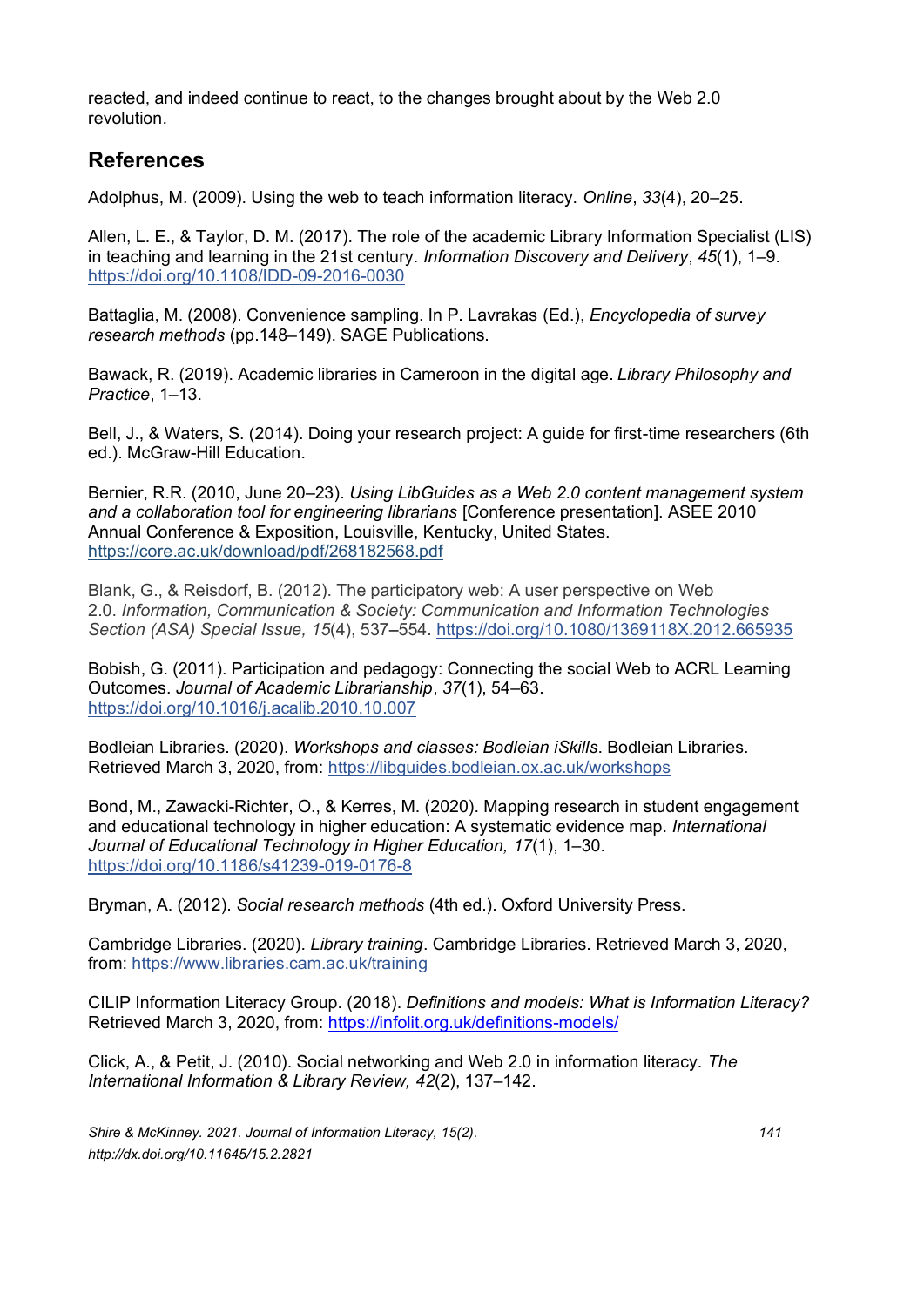reacted, and indeed continue to react, to the changes brought about by the Web 2.0 revolution.

## References

Adolphus, M. (2009). Using the web to teach information literacy. *Online*, *33*(4), 20–25.

Allen, L. E., & Taylor, D. M. (2017). The role of the academic Library Information Specialist (LIS) in teaching and learning in the 21st century. *Information Discovery and Delivery*, *45*(1), 1–9. https://doi.org/10.1108/IDD-09-2016-0030

Battaglia, M. (2008). Convenience sampling. In P. Lavrakas (Ed.), *Encyclopedia of survey research methods* (pp.148–149). SAGE Publications.

Bawack, R. (2019). Academic libraries in Cameroon in the digital age. *Library Philosophy and Practice*, 1–13.

Bell, J., & Waters, S. (2014). Doing your research project: A guide for first-time researchers (6th ed.). McGraw-Hill Education.

Bernier, R.R. (2010, June 20–23). *Using LibGuides as a Web 2.0 content management system and a collaboration tool for engineering librarians* [Conference presentation]. ASEE 2010 Annual Conference & Exposition, Louisville, Kentucky, United States. https://core.ac.uk/download/pdf/268182568.pdf

Blank, G., & Reisdorf, B. (2012). The participatory web: A user perspective on Web 2.0. *Information, Communication & Society: Communication and Information Technologies Section (ASA) Special Issue, 15*(4), 537–554. https://doi.org/10.1080/1369118X.2012.665935

Bobish, G. (2011). Participation and pedagogy: Connecting the social Web to ACRL Learning Outcomes. *Journal of Academic Librarianship*, *37*(1), 54–63. https://doi.org/10.1016/j.acalib.2010.10.007

Bodleian Libraries. (2020). *Workshops and classes: Bodleian iSkills*. Bodleian Libraries. Retrieved March 3, 2020, from: https://libguides.bodleian.ox.ac.uk/workshops

Bond, M., Zawacki-Richter, O., & Kerres, M. (2020). Mapping research in student engagement and educational technology in higher education: A systematic evidence map. *International Journal of Educational Technology in Higher Education, 17*(1), 1–30. https://doi.org/10.1186/s41239-019-0176-8

Bryman, A. (2012). *Social research methods* (4th ed.). Oxford University Press.

Cambridge Libraries. (2020). *Library training*. Cambridge Libraries. Retrieved March 3, 2020, from: https://www.libraries.cam.ac.uk/training

CILIP Information Literacy Group. (2018). *Definitions and models: What is Information Literacy?* Retrieved March 3, 2020, from: https://infolit.org.uk/definitions-models/

Click, A., & Petit, J. (2010). Social networking and Web 2.0 in information literacy. *The International Information & Library Review, 42*(2), 137–142.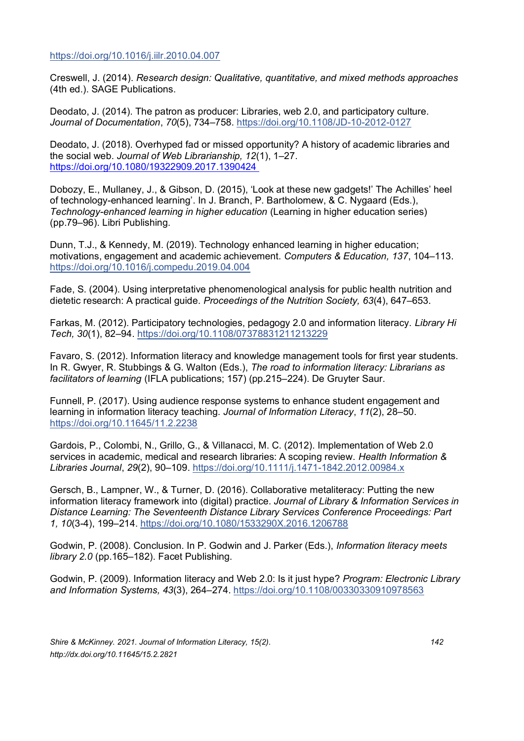https://doi.org/10.1016/j.iilr.2010.04.007

Creswell, J. (2014). *Research design: Qualitative, quantitative, and mixed methods approaches* (4th ed.). SAGE Publications.

Deodato, J. (2014). The patron as producer: Libraries, web 2.0, and participatory culture. *Journal of Documentation*, *70*(5), 734–758. https://doi.org/10.1108/JD-10-2012-0127

Deodato, J. (2018). Overhyped fad or missed opportunity? A history of academic libraries and the social web. *Journal of Web Librarianship, 12*(1), 1–27. https://doi.org/10.1080/19322909.2017.1390424

Dobozy, E., Mullaney, J., & Gibson, D. (2015), 'Look at these new gadgets!' The Achilles' heel of technology-enhanced learning'. In J. Branch, P. Bartholomew, & C. Nygaard (Eds.), *Technology-enhanced learning in higher education* (Learning in higher education series) (pp.79–96). Libri Publishing.

Dunn, T.J., & Kennedy, M. (2019). Technology enhanced learning in higher education; motivations, engagement and academic achievement. *Computers & Education, 137*, 104–113. https://doi.org/10.1016/j.compedu.2019.04.004

Fade, S. (2004). Using interpretative phenomenological analysis for public health nutrition and dietetic research: A practical guide. *Proceedings of the Nutrition Society, 63*(4), 647–653.

Farkas, M. (2012). Participatory technologies, pedagogy 2.0 and information literacy. *Library Hi Tech, 30*(1), 82–94. https://doi.org/10.1108/07378831211213229

Favaro, S. (2012). Information literacy and knowledge management tools for first year students. In R. Gwyer, R. Stubbings & G. Walton (Eds.), *The road to information literacy: Librarians as facilitators of learning* (IFLA publications; 157) (pp.215–224). De Gruyter Saur.

Funnell, P. (2017). Using audience response systems to enhance student engagement and learning in information literacy teaching. *Journal of Information Literacy*, *11*(2), 28–50. https://doi.org/10.11645/11.2.2238

Gardois, P., Colombi, N., Grillo, G., & Villanacci, M. C. (2012). Implementation of Web 2.0 services in academic, medical and research libraries: A scoping review. *Health Information & Libraries Journal*, *29*(2), 90–109. https://doi.org/10.1111/j.1471-1842.2012.00984.x

Gersch, B., Lampner, W., & Turner, D. (2016). Collaborative metaliteracy: Putting the new information literacy framework into (digital) practice. *Journal of Library & Information Services in Distance Learning: The Seventeenth Distance Library Services Conference Proceedings: Part 1, 10*(3-4), 199–214. https://doi.org/10.1080/1533290X.2016.1206788

Godwin, P. (2008). Conclusion. In P. Godwin and J. Parker (Eds.), *Information literacy meets library 2.0* (pp.165–182). Facet Publishing.

Godwin, P. (2009). Information literacy and Web 2.0: Is it just hype? *Program: Electronic Library and Information Systems, 43*(3), 264–274. https://doi.org/10.1108/00330330910978563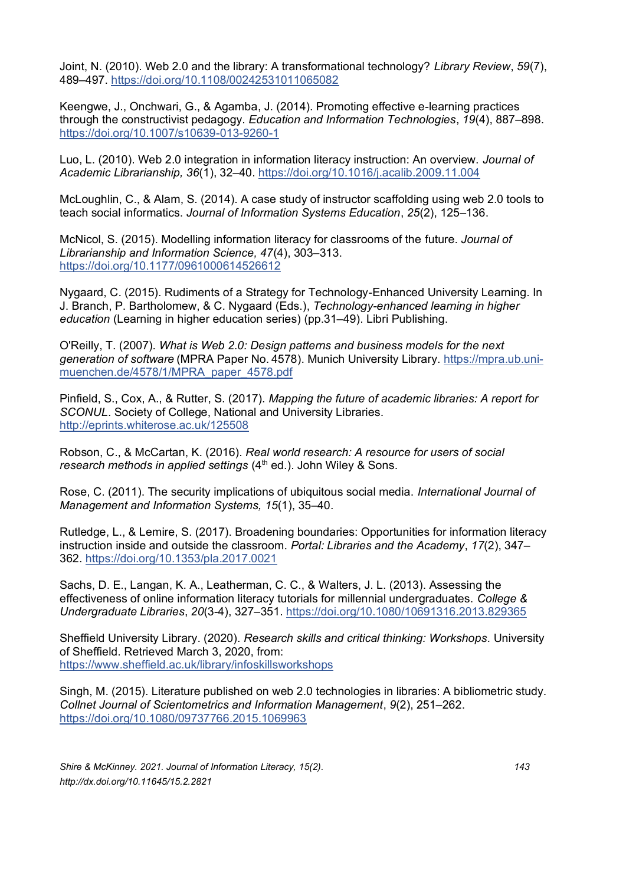Joint, N. (2010). Web 2.0 and the library: A transformational technology? *Library Review*, *59*(7), 489–497. https://doi.org/10.1108/00242531011065082

Keengwe, J., Onchwari, G., & Agamba, J. (2014). Promoting effective e-learning practices through the constructivist pedagogy. *Education and Information Technologies*, *19*(4), 887–898. https://doi.org/10.1007/s10639-013-9260-1

Luo, L. (2010). Web 2.0 integration in information literacy instruction: An overview. *Journal of Academic Librarianship, 36*(1), 32–40. https://doi.org/10.1016/j.acalib.2009.11.004

McLoughlin, C., & Alam, S. (2014). A case study of instructor scaffolding using web 2.0 tools to teach social informatics. *Journal of Information Systems Education*, *25*(2), 125–136.

McNicol, S. (2015). Modelling information literacy for classrooms of the future. *Journal of Librarianship and Information Science, 47*(4), 303–313. https://doi.org/10.1177/0961000614526612

Nygaard, C. (2015). Rudiments of a Strategy for Technology-Enhanced University Learning. In J. Branch, P. Bartholomew, & C. Nygaard (Eds.), *Technology-enhanced learning in higher education* (Learning in higher education series) (pp.31–49). Libri Publishing.

O'Reilly, T. (2007). *What is Web 2.0: Design patterns and business models for the next generation of software* (MPRA Paper No. 4578). Munich University Library. https://mpra.ub.uni-muenchen.de/4578/1/MPRA_paper_4578.pdf

Pinfield, S., Cox, A., & Rutter, S. (2017). *Mapping the future of academic libraries: A report for SCONUL*. Society of College, National and University Libraries. http://eprints.whiterose.ac.uk/125508

Robson, C., & McCartan, K. (2016). *Real world research: A resource for users of social research methods in applied settings* (4th ed.). John Wiley & Sons.

Rose, C. (2011). The security implications of ubiquitous social media. *International Journal of Management and Information Systems, 15*(1), 35–40.

Rutledge, L., & Lemire, S. (2017). Broadening boundaries: Opportunities for information literacy instruction inside and outside the classroom. *Portal: Libraries and the Academy*, *17*(2), 347–362. https://doi.org/10.1353/pla.2017.0021

Sachs, D. E., Langan, K. A., Leatherman, C. C., & Walters, J. L. (2013). Assessing the effectiveness of online information literacy tutorials for millennial undergraduates. *College & Undergraduate Libraries*, *20*(3-4), 327–351. https://doi.org/10.1080/10691316.2013.829365

Sheffield University Library. (2020). *Research skills and critical thinking: Workshops.* University of Sheffield. Retrieved March 3, 2020, from: https://www.sheffield.ac.uk/library/infoskillsworkshops

Singh, M. (2015). Literature published on web 2.0 technologies in libraries: A bibliometric study. *Collnet Journal of Scientometrics and Information Management*, *9*(2), 251–262. https://doi.org/10.1080/09737766.2015.1069963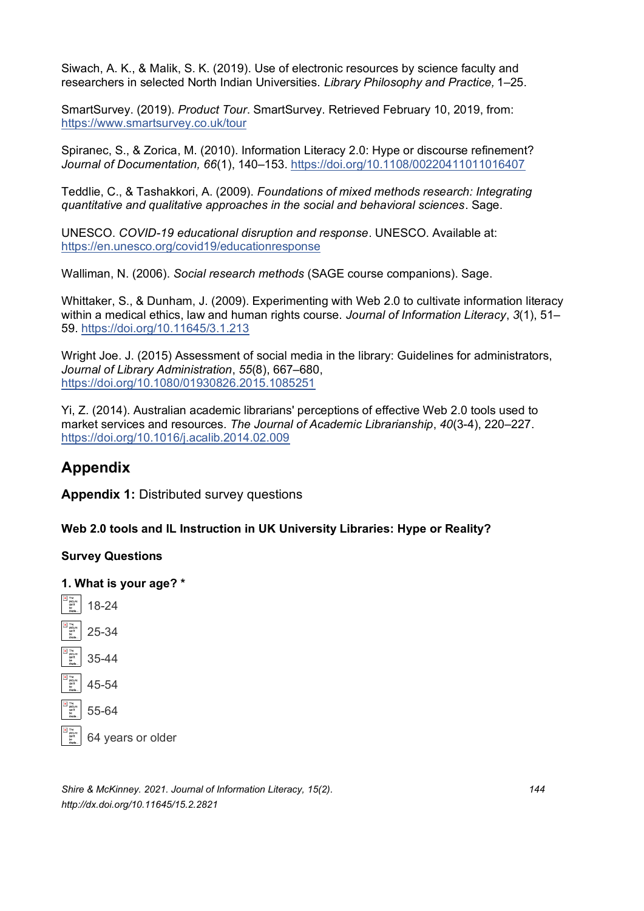Siwach, A. K., & Malik, S. K. (2019). Use of electronic resources by science faculty and researchers in selected North Indian Universities. *Library Philosophy and Practice,* 1–25.

SmartSurvey. (2019). *Product Tour*. SmartSurvey. Retrieved February 10, 2019, from: https://www.smartsurvey.co.uk/tour

Spiranec, S., & Zorica, M. (2010). Information Literacy 2.0: Hype or discourse refinement? *Journal of Documentation, 66*(1), 140–153. https://doi.org/10.1108/00220411011016407

Teddlie, C., & Tashakkori, A. (2009). *Foundations of mixed methods research: Integrating quantitative and qualitative approaches in the social and behavioral sciences*. Sage.

UNESCO. *COVID-19 educational disruption and response*. UNESCO. Available at: https://en.unesco.org/covid19/educationresponse

Walliman, N. (2006). *Social research methods* (SAGE course companions). Sage.

Whittaker, S., & Dunham, J. (2009). Experimenting with Web 2.0 to cultivate information literacy within a medical ethics, law and human rights course. *Journal of Information Literacy*, *3*(1), 51–59. https://doi.org/10.11645/3.1.213

Wright Joe. J. (2015) Assessment of social media in the library: Guidelines for administrators, *Journal of Library Administration*, *55*(8), 667–680, https://doi.org/10.1080/01930826.2015.1085251

Yi, Z. (2014). Australian academic librarians' perceptions of effective Web 2.0 tools used to market services and resources. *The Journal of Academic Librarianship*, *40*(3-4), 220–227. https://doi.org/10.1016/j.acalib.2014.02.009

## Appendix

**Appendix 1:** Distributed survey questions

**Web 2.0 tools and IL Instruction in UK University Libraries: Hype or Reality?**

**Survey Questions**

**1. What is your age? ***

- 18-24
- 25-34
- 35-44
- 45-54
- 55-64
- 64 years or older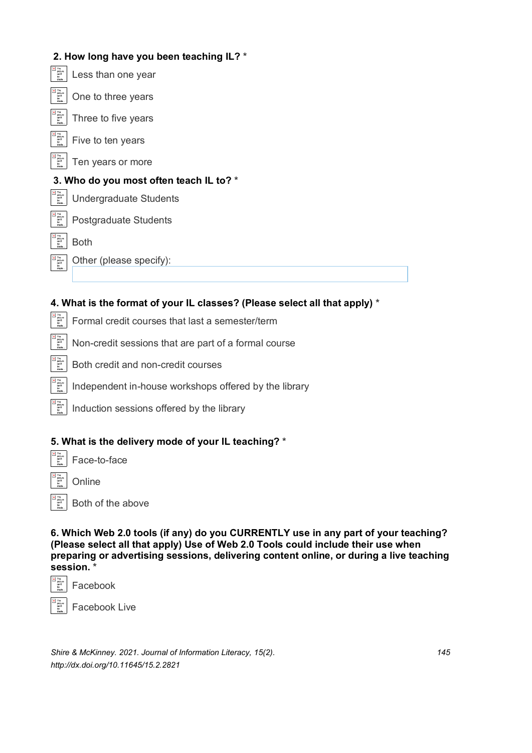**2. How long have you been teaching IL?** *

- Less than one year
- One to three years
- Three to five years
- Five to ten years
- Ten years or more

**3. Who do you most often teach IL to?** *

- Undergraduate Students
- Postgraduate Students
- Both
- Other (please specify):

**4. What is the format of your IL classes? (Please select all that apply)** *

- Formal credit courses that last a semester/term
- Non-credit sessions that are part of a formal course
- Both credit and non-credit courses
- Independent in-house workshops offered by the library
- Induction sessions offered by the library

**5. What is the delivery mode of your IL teaching?** *

- Face-to-face
- Online
- Both of the above

**6. Which Web 2.0 tools (if any) do you CURRENTLY use in any part of your teaching? (Please select all that apply) Use of Web 2.0 Tools could include their use when preparing or advertising sessions, delivering content online, or during a live teaching session.** *

- Facebook
- Facebook Live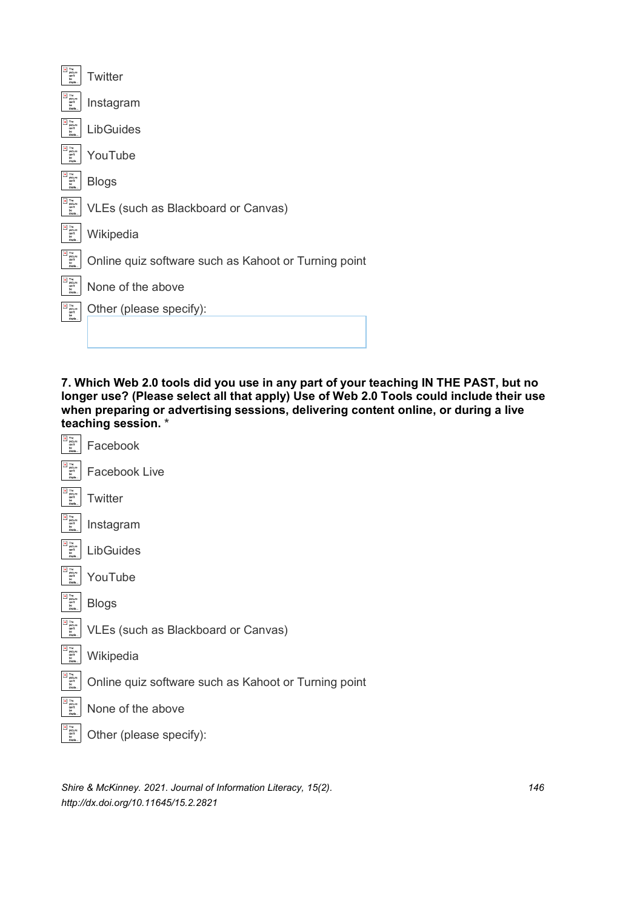- Twitter
- Instagram
- LibGuides
- YouTube
- Blogs
- VLEs (such as Blackboard or Canvas)
- Wikipedia
- Online quiz software such as Kahoot or Turning point
- None of the above
- Other (please specify):

**7. Which Web 2.0 tools did you use in any part of your teaching IN THE PAST, but no longer use? (Please select all that apply) Use of Web 2.0 Tools could include their use when preparing or advertising sessions, delivering content online, or during a live teaching session.** *

- Facebook
- Facebook Live
- Twitter
- Instagram
- LibGuides
- YouTube
- Blogs
- VLEs (such as Blackboard or Canvas)
- Wikipedia
- Online quiz software such as Kahoot or Turning point
- None of the above
- Other (please specify):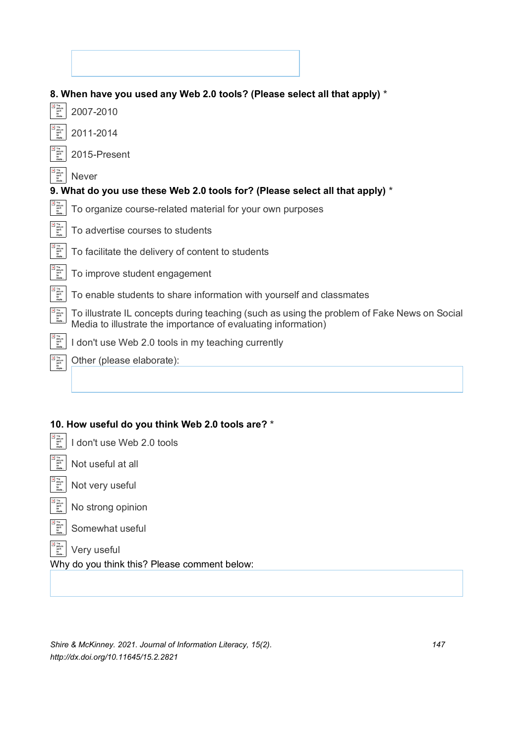**8. When have you used any Web 2.0 tools? (Please select all that apply) ***

- 2007-2010
- 2011-2014
- 2015-Present
- Never

**9. What do you use these Web 2.0 tools for? (Please select all that apply) ***

- To organize course-related material for your own purposes
- To advertise courses to students
- To facilitate the delivery of content to students
- To improve student engagement
- To enable students to share information with yourself and classmates
- To illustrate IL concepts during teaching (such as using the problem of Fake News on Social Media to illustrate the importance of evaluating information)
- I don't use Web 2.0 tools in my teaching currently
- Other (please elaborate):

**10. How useful do you think Web 2.0 tools are? ***

- I don't use Web 2.0 tools
- Not useful at all
- Not very useful
- No strong opinion
- Somewhat useful
- Very useful

Why do you think this? Please comment below: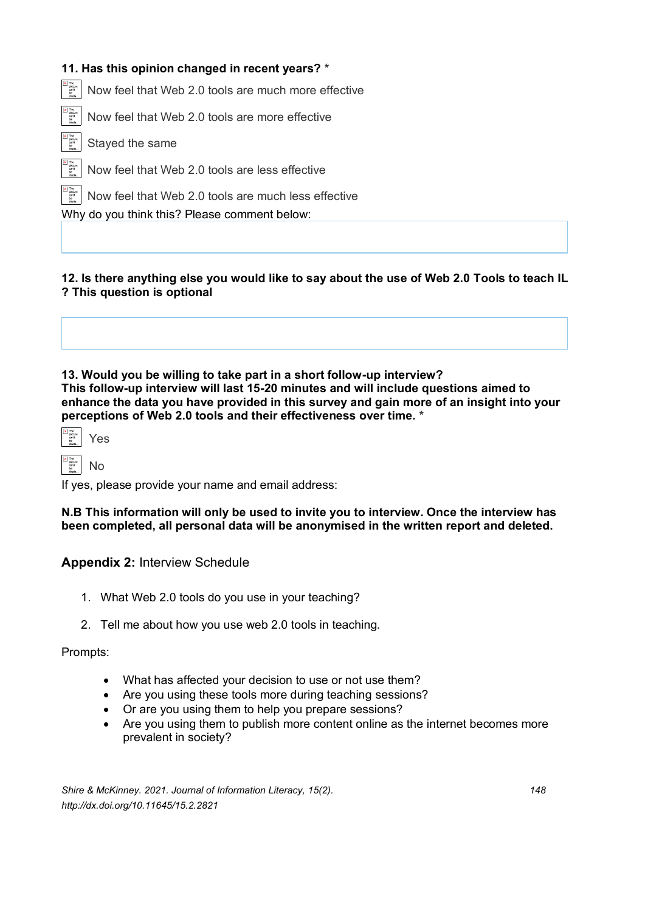**11. Has this opinion changed in recent years?** *

- Now feel that Web 2.0 tools are much more effective
- Now feel that Web 2.0 tools are more effective
- Stayed the same
- Now feel that Web 2.0 tools are less effective
- Now feel that Web 2.0 tools are much less effective

Why do you think this? Please comment below:

**12. Is there anything else you would like to say about the use of Web 2.0 Tools to teach IL ? This question is optional**

**13. Would you be willing to take part in a short follow-up interview? This follow-up interview will last 15-20 minutes and will include questions aimed to enhance the data you have provided in this survey and gain more of an insight into your perceptions of Web 2.0 tools and their effectiveness over time.** *

- Yes
- No

If yes, please provide your name and email address:

**N.B This information will only be used to invite you to interview. Once the interview has been completed, all personal data will be anonymised in the written report and deleted.**

## **Appendix 2:** Interview Schedule

1. What Web 2.0 tools do you use in your teaching?
2. Tell me about how you use web 2.0 tools in teaching.

Prompts:

- What has affected your decision to use or not use them?
- Are you using these tools more during teaching sessions?
- Or are you using them to help you prepare sessions?
- Are you using them to publish more content online as the internet becomes more prevalent in society?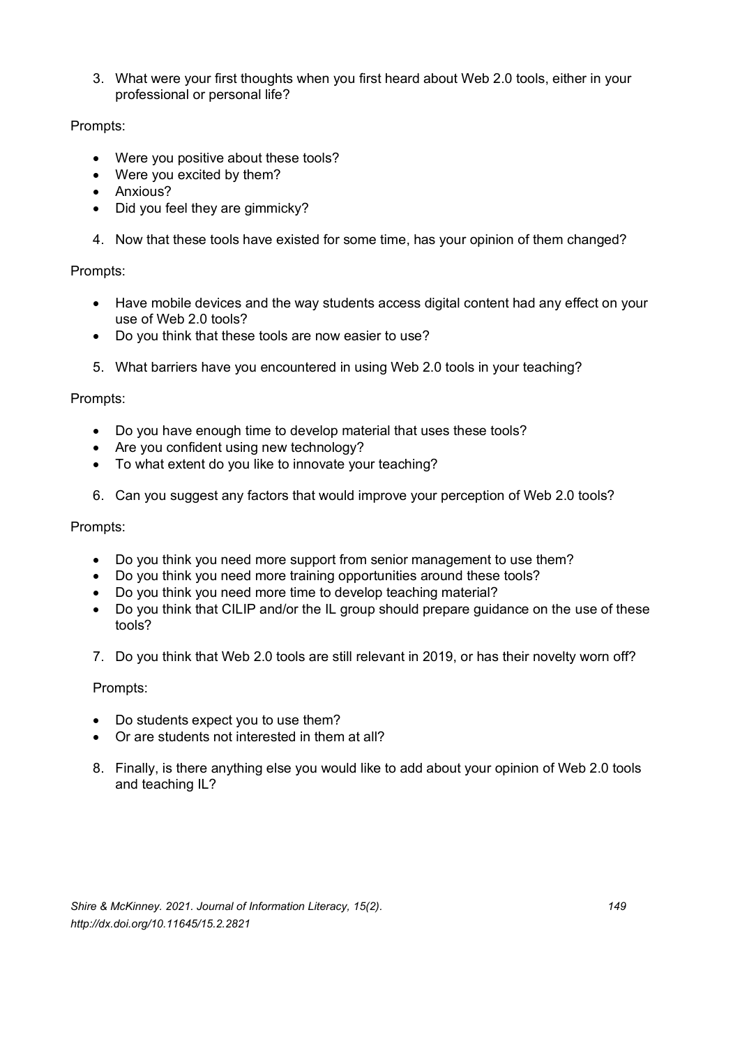3. What were your first thoughts when you first heard about Web 2.0 tools, either in your professional or personal life?

Prompts:

- Were you positive about these tools?
- Were you excited by them?
- Anxious?
- Did you feel they are gimmicky?

4. Now that these tools have existed for some time, has your opinion of them changed?

Prompts:

- Have mobile devices and the way students access digital content had any effect on your use of Web 2.0 tools?
- Do you think that these tools are now easier to use?

5. What barriers have you encountered in using Web 2.0 tools in your teaching?

Prompts:

- Do you have enough time to develop material that uses these tools?
- Are you confident using new technology?
- To what extent do you like to innovate your teaching?

6. Can you suggest any factors that would improve your perception of Web 2.0 tools?

Prompts:

- Do you think you need more support from senior management to use them?
- Do you think you need more training opportunities around these tools?
- Do you think you need more time to develop teaching material?
- Do you think that CILIP and/or the IL group should prepare guidance on the use of these tools?

7. Do you think that Web 2.0 tools are still relevant in 2019, or has their novelty worn off?

Prompts:

- Do students expect you to use them?
- Or are students not interested in them at all?

8. Finally, is there anything else you would like to add about your opinion of Web 2.0 tools and teaching IL?